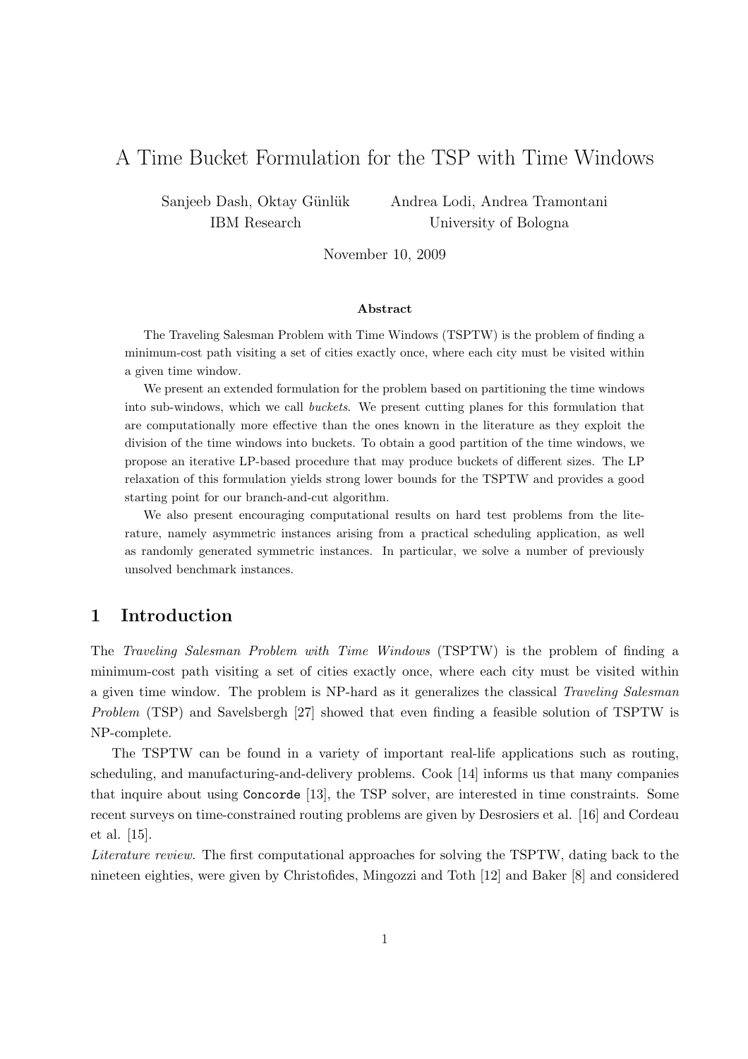# A Time Bucket Formulation for the TSP with Time Windows

Sanjeeb Dash, Oktay Günlük
IBM Research

Andrea Lodi, Andrea Tramontani
University of Bologna

November 10, 2009

### Abstract

The Traveling Salesman Problem with Time Windows (TSPTW) is the problem of finding a minimum-cost path visiting a set of cities exactly once, where each city must be visited within a given time window.

We present an extended formulation for the problem based on partitioning the time windows into sub-windows, which we call *buckets*. We present cutting planes for this formulation that are computationally more effective than the ones known in the literature as they exploit the division of the time windows into buckets. To obtain a good partition of the time windows, we propose an iterative LP-based procedure that may produce buckets of different sizes. The LP relaxation of this formulation yields strong lower bounds for the TSPTW and provides a good starting point for our branch-and-cut algorithm.

We also present encouraging computational results on hard test problems from the literature, namely asymmetric instances arising from a practical scheduling application, as well as randomly generated symmetric instances. In particular, we solve a number of previously unsolved benchmark instances.

## 1 Introduction

The *Traveling Salesman Problem with Time Windows* (TSPTW) is the problem of finding a minimum-cost path visiting a set of cities exactly once, where each city must be visited within a given time window. The problem is NP-hard as it generalizes the classical *Traveling Salesman Problem* (TSP) and Savelsbergh [27] showed that even finding a feasible solution of TSPTW is NP-complete.

The TSPTW can be found in a variety of important real-life applications such as routing, scheduling, and manufacturing-and-delivery problems. Cook [14] informs us that many companies that inquire about using `Concorde` [13], the TSP solver, are interested in time constraints. Some recent surveys on time-constrained routing problems are given by Desrosiers et al. [16] and Cordeau et al. [15].

*Literature review.* The first computational approaches for solving the TSPTW, dating back to the nineteen eighties, were given by Christofides, Mingozzi and Toth [12] and Baker [8] and considered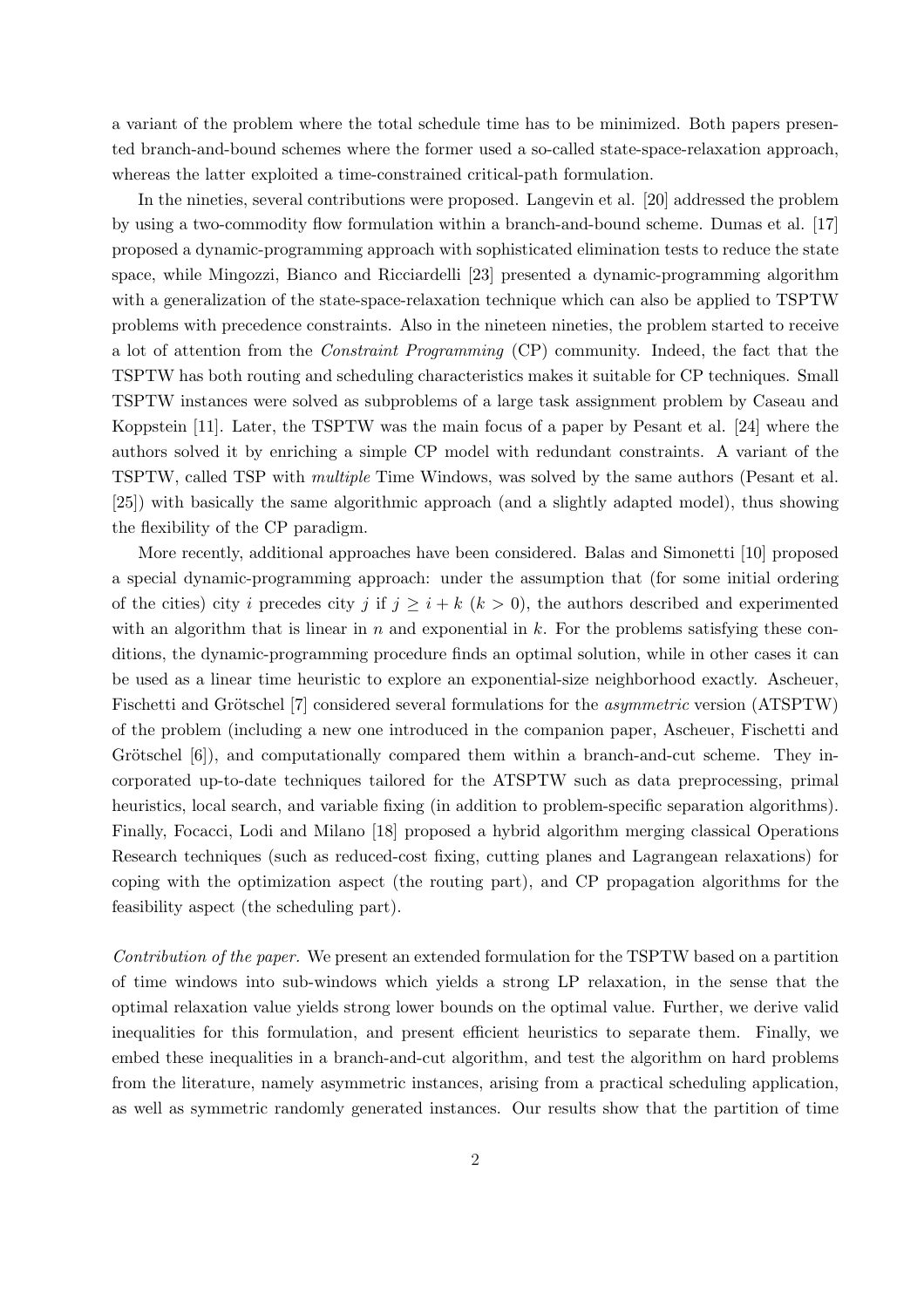a variant of the problem where the total schedule time has to be minimized. Both papers presented branch-and-bound schemes where the former used a so-called state-space-relaxation approach, whereas the latter exploited a time-constrained critical-path formulation.

In the nineties, several contributions were proposed. Langevin et al. [20] addressed the problem by using a two-commodity flow formulation within a branch-and-bound scheme. Dumas et al. [17] proposed a dynamic-programming approach with sophisticated elimination tests to reduce the state space, while Mingozzi, Bianco and Ricciardelli [23] presented a dynamic-programming algorithm with a generalization of the state-space-relaxation technique which can also be applied to TSPTW problems with precedence constraints. Also in the nineteen nineties, the problem started to receive a lot of attention from the *Constraint Programming* (CP) community. Indeed, the fact that the TSPTW has both routing and scheduling characteristics makes it suitable for CP techniques. Small TSPTW instances were solved as subproblems of a large task assignment problem by Caseau and Koppstein [11]. Later, the TSPTW was the main focus of a paper by Pesant et al. [24] where the authors solved it by enriching a simple CP model with redundant constraints. A variant of the TSPTW, called TSP with *multiple* Time Windows, was solved by the same authors (Pesant et al. [25]) with basically the same algorithmic approach (and a slightly adapted model), thus showing the flexibility of the CP paradigm.

More recently, additional approaches have been considered. Balas and Simonetti [10] proposed a special dynamic-programming approach: under the assumption that (for some initial ordering of the cities) city $i$ precedes city $j$ if $j \geq i + k$ ($k > 0$), the authors described and experimented with an algorithm that is linear in $n$ and exponential in $k$. For the problems satisfying these conditions, the dynamic-programming procedure finds an optimal solution, while in other cases it can be used as a linear time heuristic to explore an exponential-size neighborhood exactly. Ascheuer, Fischetti and Grötschel [7] considered several formulations for the *asymmetric* version (ATSPTW) of the problem (including a new one introduced in the companion paper, Ascheuer, Fischetti and Grötschel [6]), and computationally compared them within a branch-and-cut scheme. They incorporated up-to-date techniques tailored for the ATSPTW such as data preprocessing, primal heuristics, local search, and variable fixing (in addition to problem-specific separation algorithms). Finally, Focacci, Lodi and Milano [18] proposed a hybrid algorithm merging classical Operations Research techniques (such as reduced-cost fixing, cutting planes and Lagrangean relaxations) for coping with the optimization aspect (the routing part), and CP propagation algorithms for the feasibility aspect (the scheduling part).

*Contribution of the paper.* We present an extended formulation for the TSPTW based on a partition of time windows into sub-windows which yields a strong LP relaxation, in the sense that the optimal relaxation value yields strong lower bounds on the optimal value. Further, we derive valid inequalities for this formulation, and present efficient heuristics to separate them. Finally, we embed these inequalities in a branch-and-cut algorithm, and test the algorithm on hard problems from the literature, namely asymmetric instances, arising from a practical scheduling application, as well as symmetric randomly generated instances. Our results show that the partition of time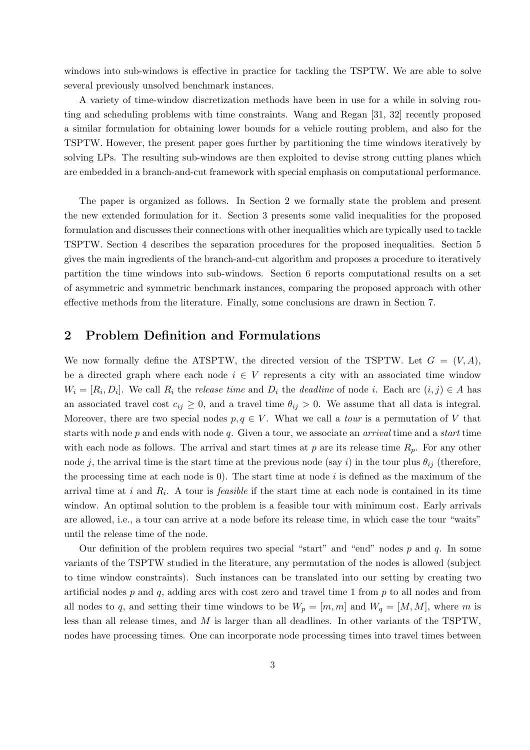windows into sub-windows is effective in practice for tackling the TSPTW. We are able to solve several previously unsolved benchmark instances.

A variety of time-window discretization methods have been in use for a while in solving routing and scheduling problems with time constraints. Wang and Regan [31, 32] recently proposed a similar formulation for obtaining lower bounds for a vehicle routing problem, and also for the TSPTW. However, the present paper goes further by partitioning the time windows iteratively by solving LPs. The resulting sub-windows are then exploited to devise strong cutting planes which are embedded in a branch-and-cut framework with special emphasis on computational performance.

The paper is organized as follows. In Section 2 we formally state the problem and present the new extended formulation for it. Section 3 presents some valid inequalities for the proposed formulation and discusses their connections with other inequalities which are typically used to tackle TSPTW. Section 4 describes the separation procedures for the proposed inequalities. Section 5 gives the main ingredients of the branch-and-cut algorithm and proposes a procedure to iteratively partition the time windows into sub-windows. Section 6 reports computational results on a set of asymmetric and symmetric benchmark instances, comparing the proposed approach with other effective methods from the literature. Finally, some conclusions are drawn in Section 7.

## 2 Problem Definition and Formulations

We now formally define the ATSPTW, the directed version of the TSPTW. Let $G = (V, A)$, be a directed graph where each node $i \in V$ represents a city with an associated time window $W_i = [R_i, D_i]$. We call $R_i$ the *release time* and $D_i$ the *deadline* of node $i$. Each arc $(i, j) \in A$ has an associated travel cost $c_{ij} \geq 0$, and a travel time $\theta_{ij} > 0$. We assume that all data is integral. Moreover, there are two special nodes $p, q \in V$. What we call a *tour* is a permutation of $V$ that starts with node $p$ and ends with node $q$. Given a tour, we associate an *arrival* time and a *start* time with each node as follows. The arrival and start times at $p$ are its release time $R_p$. For any other node $j$, the arrival time is the start time at the previous node (say $i$) in the tour plus $\theta_{ij}$ (therefore, the processing time at each node is 0). The start time at node $i$ is defined as the maximum of the arrival time at $i$ and $R_i$. A tour is *feasible* if the start time at each node is contained in its time window. An optimal solution to the problem is a feasible tour with minimum cost. Early arrivals are allowed, i.e., a tour can arrive at a node before its release time, in which case the tour "waits" until the release time of the node.

Our definition of the problem requires two special "start" and "end" nodes $p$ and $q$. In some variants of the TSPTW studied in the literature, any permutation of the nodes is allowed (subject to time window constraints). Such instances can be translated into our setting by creating two artificial nodes $p$ and $q$, adding arcs with cost zero and travel time 1 from $p$ to all nodes and from all nodes to $q$, and setting their time windows to be $W_p = [m, m]$ and $W_q = [M, M]$, where $m$ is less than all release times, and $M$ is larger than all deadlines. In other variants of the TSPTW, nodes have processing times. One can incorporate node processing times into travel times between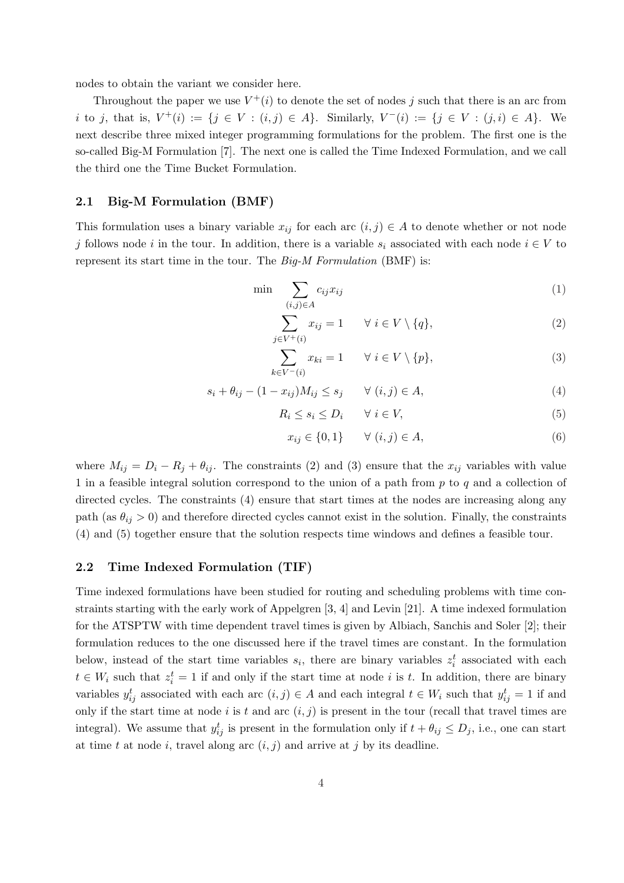nodes to obtain the variant we consider here.

Throughout the paper we use $V^+(i)$ to denote the set of nodes $j$ such that there is an arc from $i$ to $j$, that is, $V^+(i) := \{j \in V : (i,j) \in A\}$. Similarly, $V^-(i) := \{j \in V : (j,i) \in A\}$. We next describe three mixed integer programming formulations for the problem. The first one is the so-called Big-M Formulation [7]. The next one is called the Time Indexed Formulation, and we call the third one the Time Bucket Formulation.

### 2.1 Big-M Formulation (BMF)

This formulation uses a binary variable $x_{ij}$ for each arc $(i,j) \in A$ to denote whether or not node $j$ follows node $i$ in the tour. In addition, there is a variable $s_i$ associated with each node $i \in V$ to represent its start time in the tour. The *Big-M Formulation* (BMF) is:

$$\min \sum_{(i,j)\in A} c_{ij} x_{ij} \tag{1}$$

$$\sum_{j \in V^+(i)} x_{ij} = 1 \qquad \forall\, i \in V \setminus \{q\}, \tag{2}$$

$$\sum_{k \in V^-(i)} x_{ki} = 1 \qquad \forall\, i \in V \setminus \{p\}, \tag{3}$$

$$s_i + \theta_{ij} - (1 - x_{ij})M_{ij} \leq s_j \qquad \forall\, (i,j) \in A, \tag{4}$$

$$R_i \leq s_i \leq D_i \qquad \forall\, i \in V, \tag{5}$$

$$x_{ij} \in \{0,1\} \qquad \forall\, (i,j) \in A, \tag{6}$$

where $M_{ij} = D_i - R_j + \theta_{ij}$. The constraints (2) and (3) ensure that the $x_{ij}$ variables with value 1 in a feasible integral solution correspond to the union of a path from $p$ to $q$ and a collection of directed cycles. The constraints (4) ensure that start times at the nodes are increasing along any path (as $\theta_{ij} > 0$) and therefore directed cycles cannot exist in the solution. Finally, the constraints (4) and (5) together ensure that the solution respects time windows and defines a feasible tour.

### 2.2 Time Indexed Formulation (TIF)

Time indexed formulations have been studied for routing and scheduling problems with time constraints starting with the early work of Appelgren [3, 4] and Levin [21]. A time indexed formulation for the ATSPTW with time dependent travel times is given by Albiach, Sanchis and Soler [2]; their formulation reduces to the one discussed here if the travel times are constant. In the formulation below, instead of the start time variables $s_i$, there are binary variables $z_i^t$ associated with each $t \in W_i$ such that $z_i^t = 1$ if and only if the start time at node $i$ is $t$. In addition, there are binary variables $y_{ij}^t$ associated with each arc $(i,j) \in A$ and each integral $t \in W_i$ such that $y_{ij}^t = 1$ if and only if the start time at node $i$ is $t$ and arc $(i,j)$ is present in the tour (recall that travel times are integral). We assume that $y_{ij}^t$ is present in the formulation only if $t + \theta_{ij} \leq D_j$, i.e., one can start at time $t$ at node $i$, travel along arc $(i,j)$ and arrive at $j$ by its deadline.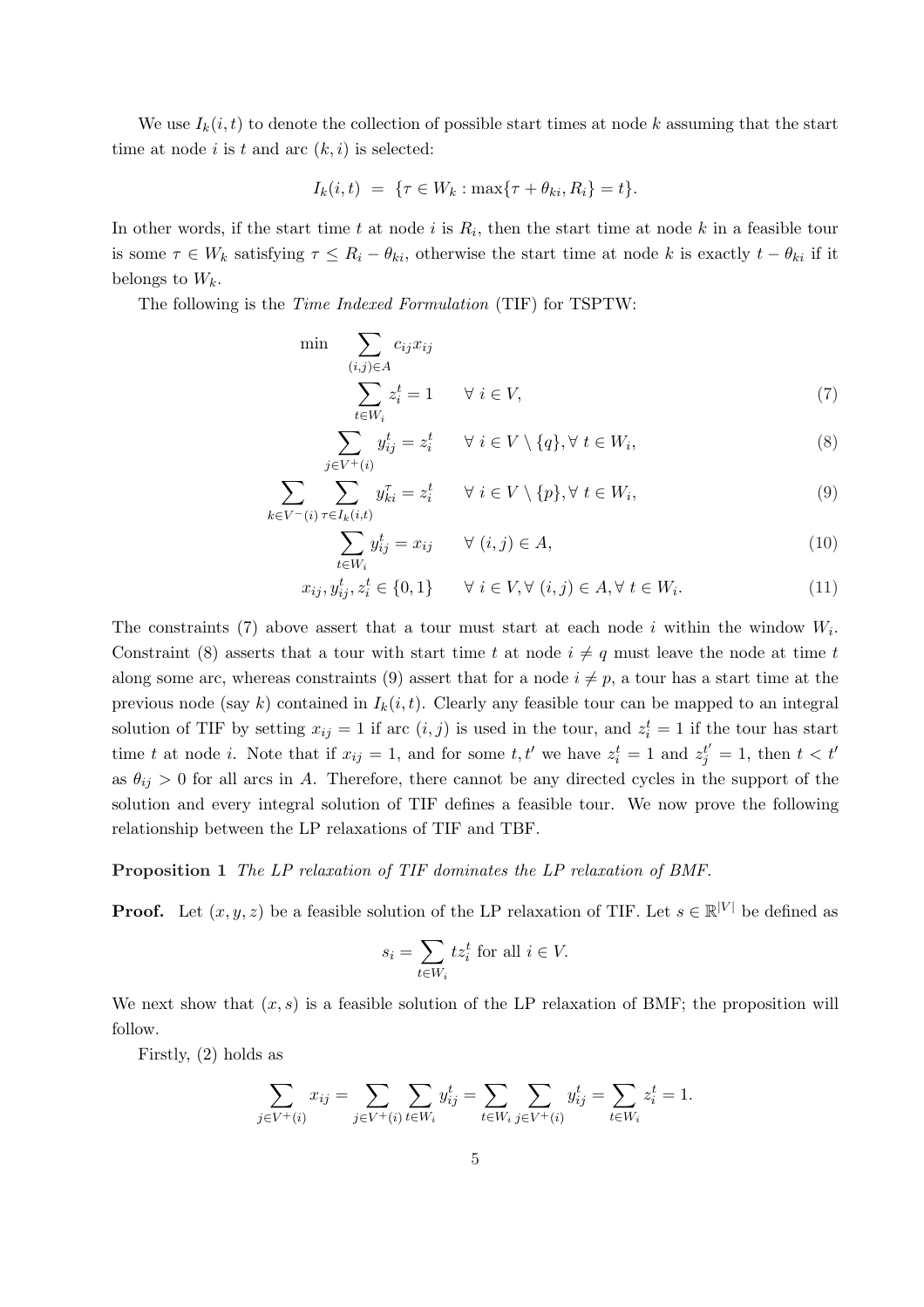We use $I_k(i,t)$ to denote the collection of possible start times at node $k$ assuming that the start time at node $i$ is $t$ and arc $(k,i)$ is selected:

$$I_k(i,t) \;=\; \{\tau \in W_k : \max\{\tau + \theta_{ki}, R_i\} = t\}.$$

In other words, if the start time $t$ at node $i$ is $R_i$, then the start time at node $k$ in a feasible tour is some $\tau \in W_k$ satisfying $\tau \leq R_i - \theta_{ki}$, otherwise the start time at node $k$ is exactly $t - \theta_{ki}$ if it belongs to $W_k$.

The following is the *Time Indexed Formulation* (TIF) for TSPTW:

$$\min \quad \sum_{(i,j)\in A} c_{ij}x_{ij}$$

$$\sum_{t\in W_i} z_i^t = 1 \qquad \forall\; i \in V, \tag{7}$$

$$\sum_{j\in V^+(i)} y_{ij}^t = z_i^t \qquad \forall\; i \in V \setminus \{q\}, \forall\; t \in W_i, \tag{8}$$

$$\sum_{k\in V^-(i)} \sum_{\tau\in I_k(i,t)} y_{ki}^\tau = z_i^t \qquad \forall\; i \in V \setminus \{p\}, \forall\; t \in W_i, \tag{9}$$

$$\sum_{t\in W_i} y_{ij}^t = x_{ij} \qquad \forall\; (i,j) \in A, \tag{10}$$

$$x_{ij}, y_{ij}^t, z_i^t \in \{0,1\} \qquad \forall\; i \in V, \forall\; (i,j) \in A, \forall\; t \in W_i. \tag{11}$$

The constraints (7) above assert that a tour must start at each node $i$ within the window $W_i$. Constraint (8) asserts that a tour with start time $t$ at node $i \neq q$ must leave the node at time $t$ along some arc, whereas constraints (9) assert that for a node $i \neq p$, a tour has a start time at the previous node (say $k$) contained in $I_k(i,t)$. Clearly any feasible tour can be mapped to an integral solution of TIF by setting $x_{ij} = 1$ if arc $(i,j)$ is used in the tour, and $z_i^t = 1$ if the tour has start time $t$ at node $i$. Note that if $x_{ij} = 1$, and for some $t, t'$ we have $z_i^t = 1$ and $z_j^{t'} = 1$, then $t < t'$ as $\theta_{ij} > 0$ for all arcs in $A$. Therefore, there cannot be any directed cycles in the support of the solution and every integral solution of TIF defines a feasible tour. We now prove the following relationship between the LP relaxations of TIF and TBF.

**Proposition 1** *The LP relaxation of TIF dominates the LP relaxation of BMF.*

**Proof.** Let $(x, y, z)$ be a feasible solution of the LP relaxation of TIF. Let $s \in \mathbb{R}^{|V|}$ be defined as

$$s_i = \sum_{t\in W_i} t z_i^t \text{ for all } i \in V.$$

We next show that $(x, s)$ is a feasible solution of the LP relaxation of BMF; the proposition will follow.

Firstly, (2) holds as

$$\sum_{j\in V^+(i)} x_{ij} = \sum_{j\in V^+(i)} \sum_{t\in W_i} y_{ij}^t = \sum_{t\in W_i} \sum_{j\in V^+(i)} y_{ij}^t = \sum_{t\in W_i} z_i^t = 1.$$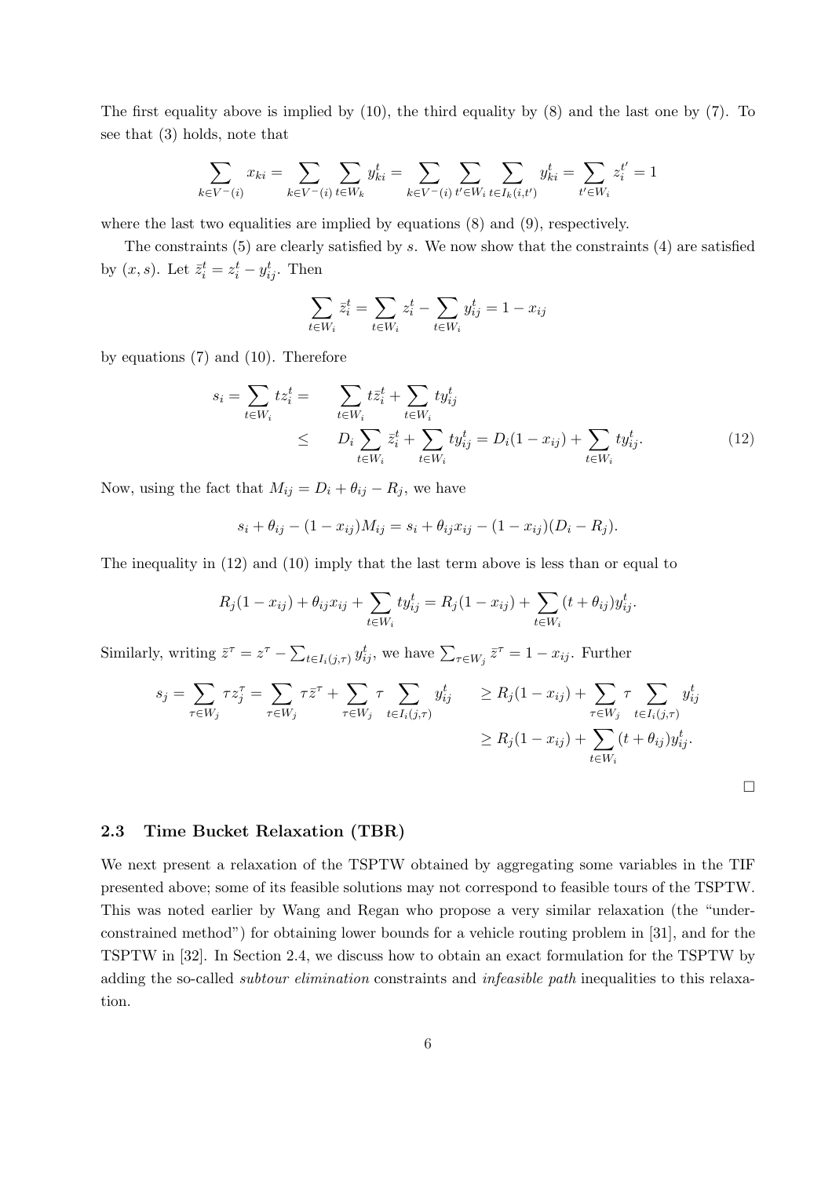The first equality above is implied by (10), the third equality by (8) and the last one by (7). To see that (3) holds, note that

$$\sum_{k \in V^-(i)} x_{ki} = \sum_{k \in V^-(i)} \sum_{t \in W_k} y_{ki}^t = \sum_{k \in V^-(i)} \sum_{t' \in W_i} \sum_{t \in I_k(i,t')} y_{ki}^t = \sum_{t' \in W_i} z_i^{t'} = 1$$

where the last two equalities are implied by equations (8) and (9), respectively.

The constraints (5) are clearly satisfied by $s$. We now show that the constraints (4) are satisfied by $(x, s)$. Let $\bar{z}_i^t = z_i^t - y_{ij}^t$. Then

$$\sum_{t \in W_i} \bar{z}_i^t = \sum_{t \in W_i} z_i^t - \sum_{t \in W_i} y_{ij}^t = 1 - x_{ij}$$

by equations (7) and (10). Therefore

$$\begin{aligned} s_i = \sum_{t \in W_i} t z_i^t = & \quad \sum_{t \in W_i} t \bar{z}_i^t + \sum_{t \in W_i} t y_{ij}^t \\ \leq & \quad D_i \sum_{t \in W_i} \bar{z}_i^t + \sum_{t \in W_i} t y_{ij}^t = D_i(1 - x_{ij}) + \sum_{t \in W_i} t y_{ij}^t. \end{aligned} \tag{12}$$

Now, using the fact that $M_{ij} = D_i + \theta_{ij} - R_j$, we have

$$s_i + \theta_{ij} - (1 - x_{ij}) M_{ij} = s_i + \theta_{ij} x_{ij} - (1 - x_{ij})(D_i - R_j).$$

The inequality in (12) and (10) imply that the last term above is less than or equal to

$$R_j(1 - x_{ij}) + \theta_{ij} x_{ij} + \sum_{t \in W_i} t y_{ij}^t = R_j(1 - x_{ij}) + \sum_{t \in W_i} (t + \theta_{ij}) y_{ij}^t.$$

Similarly, writing $\bar{z}^\tau = z^\tau - \sum_{t \in I_i(j,\tau)} y_{ij}^t$, we have $\sum_{\tau \in W_j} \bar{z}^\tau = 1 - x_{ij}$. Further

$$\begin{aligned} s_j = \sum_{\tau \in W_j} \tau z_j^\tau = \sum_{\tau \in W_j} \tau \bar{z}^\tau + \sum_{\tau \in W_j} \tau \sum_{t \in I_i(j,\tau)} y_{ij}^t \quad & \geq R_j(1 - x_{ij}) + \sum_{\tau \in W_j} \tau \sum_{t \in I_i(j,\tau)} y_{ij}^t \\ & \geq R_j(1 - x_{ij}) + \sum_{t \in W_i} (t + \theta_{ij}) y_{ij}^t. \end{aligned}$$

□

### 2.3 Time Bucket Relaxation (TBR)

We next present a relaxation of the TSPTW obtained by aggregating some variables in the TIF presented above; some of its feasible solutions may not correspond to feasible tours of the TSPTW. This was noted earlier by Wang and Regan who propose a very similar relaxation (the "under-constrained method") for obtaining lower bounds for a vehicle routing problem in [31], and for the TSPTW in [32]. In Section 2.4, we discuss how to obtain an exact formulation for the TSPTW by adding the so-called *subtour elimination* constraints and *infeasible path* inequalities to this relaxation.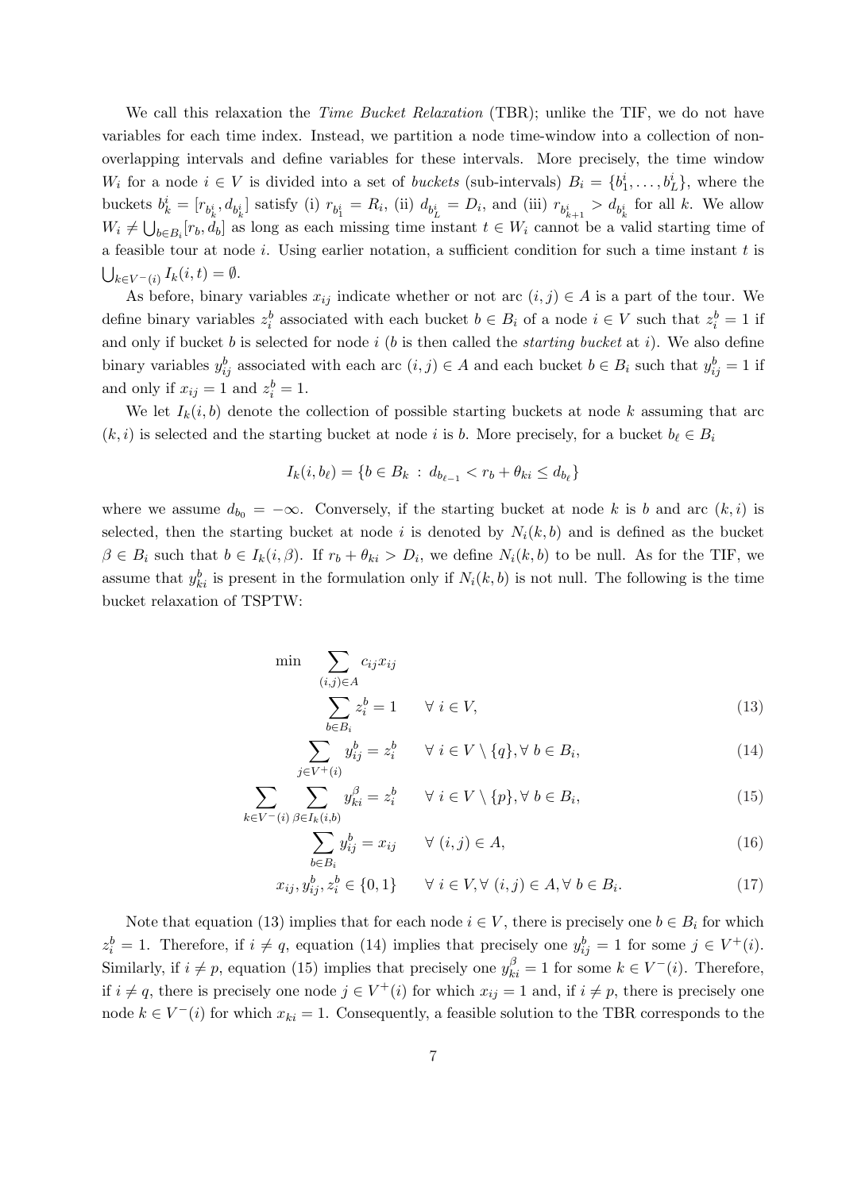We call this relaxation the *Time Bucket Relaxation* (TBR); unlike the TIF, we do not have variables for each time index. Instead, we partition a node time-window into a collection of non-overlapping intervals and define variables for these intervals. More precisely, the time window $W_i$ for a node $i \in V$ is divided into a set of *buckets* (sub-intervals) $B_i = \{b_1^i, \ldots, b_L^i\}$, where the buckets $b_k^i = [r_{b_k^i}, d_{b_k^i}]$ satisfy (i) $r_{b_1^i} = R_i$, (ii) $d_{b_L^i} = D_i$, and (iii) $r_{b_{k+1}^i} > d_{b_k^i}$ for all $k$. We allow $W_i \neq \bigcup_{b \in B_i} [r_b, d_b]$ as long as each missing time instant $t \in W_i$ cannot be a valid starting time of a feasible tour at node $i$. Using earlier notation, a sufficient condition for such a time instant $t$ is $\bigcup_{k \in V^-(i)} I_k(i,t) = \emptyset$.

As before, binary variables $x_{ij}$ indicate whether or not arc $(i,j) \in A$ is a part of the tour. We define binary variables $z_i^b$ associated with each bucket $b \in B_i$ of a node $i \in V$ such that $z_i^b = 1$ if and only if bucket $b$ is selected for node $i$ ($b$ is then called the *starting bucket* at $i$). We also define binary variables $y_{ij}^b$ associated with each arc $(i,j) \in A$ and each bucket $b \in B_i$ such that $y_{ij}^b = 1$ if and only if $x_{ij} = 1$ and $z_i^b = 1$.

We let $I_k(i,b)$ denote the collection of possible starting buckets at node $k$ assuming that arc $(k,i)$ is selected and the starting bucket at node $i$ is $b$. More precisely, for a bucket $b_\ell \in B_i$

$$I_k(i, b_\ell) = \{b \in B_k \,:\, d_{b_{\ell-1}} < r_b + \theta_{ki} \leq d_{b_\ell}\}$$

where we assume $d_{b_0} = -\infty$. Conversely, if the starting bucket at node $k$ is $b$ and arc $(k,i)$ is selected, then the starting bucket at node $i$ is denoted by $N_i(k,b)$ and is defined as the bucket $\beta \in B_i$ such that $b \in I_k(i,\beta)$. If $r_b + \theta_{ki} > D_i$, we define $N_i(k,b)$ to be null. As for the TIF, we assume that $y_{ki}^b$ is present in the formulation only if $N_i(k,b)$ is not null. The following is the time bucket relaxation of TSPTW:

$$\min \sum_{(i,j) \in A} c_{ij} x_{ij}$$

$$\sum_{b \in B_i} z_i^b = 1 \qquad \forall\, i \in V, \tag{13}$$

$$\sum_{j \in V^+(i)} y_{ij}^b = z_i^b \qquad \forall\, i \in V \setminus \{q\}, \forall\, b \in B_i, \tag{14}$$

$$\sum_{k \in V^-(i)} \sum_{\beta \in I_k(i,b)} y_{ki}^\beta = z_i^b \qquad \forall\, i \in V \setminus \{p\}, \forall\, b \in B_i, \tag{15}$$

$$\sum_{b \in B_i} y_{ij}^b = x_{ij} \qquad \forall\, (i,j) \in A, \tag{16}$$

$$x_{ij}, y_{ij}^b, z_i^b \in \{0,1\} \qquad \forall\, i \in V, \forall\, (i,j) \in A, \forall\, b \in B_i. \tag{17}$$

Note that equation (13) implies that for each node $i \in V$, there is precisely one $b \in B_i$ for which $z_i^b = 1$. Therefore, if $i \neq q$, equation (14) implies that precisely one $y_{ij}^b = 1$ for some $j \in V^+(i)$. Similarly, if $i \neq p$, equation (15) implies that precisely one $y_{ki}^\beta = 1$ for some $k \in V^-(i)$. Therefore, if $i \neq q$, there is precisely one node $j \in V^+(i)$ for which $x_{ij} = 1$ and, if $i \neq p$, there is precisely one node $k \in V^-(i)$ for which $x_{ki} = 1$. Consequently, a feasible solution to the TBR corresponds to the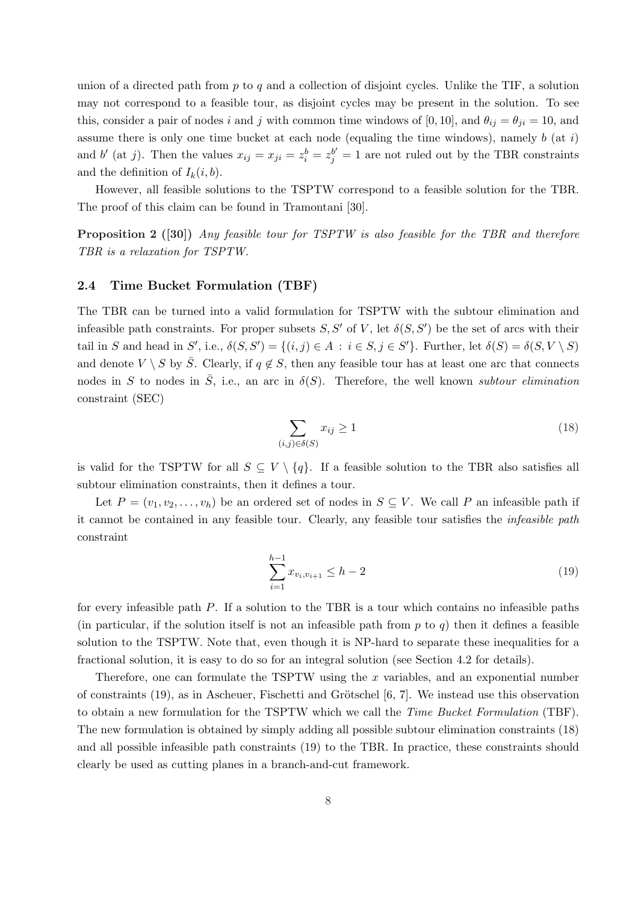union of a directed path from $p$ to $q$ and a collection of disjoint cycles. Unlike the TIF, a solution may not correspond to a feasible tour, as disjoint cycles may be present in the solution. To see this, consider a pair of nodes $i$ and $j$ with common time windows of $[0, 10]$, and $\theta_{ij} = \theta_{ji} = 10$, and assume there is only one time bucket at each node (equaling the time windows), namely $b$ (at $i$) and $b'$ (at $j$). Then the values $x_{ij} = x_{ji} = z_i^b = z_j^{b'} = 1$ are not ruled out by the TBR constraints and the definition of $I_k(i, b)$.

However, all feasible solutions to the TSPTW correspond to a feasible solution for the TBR. The proof of this claim can be found in Tramontani [30].

**Proposition 2 ([30])** *Any feasible tour for TSPTW is also feasible for the TBR and therefore TBR is a relaxation for TSPTW.*

### 2.4 Time Bucket Formulation (TBF)

The TBR can be turned into a valid formulation for TSPTW with the subtour elimination and infeasible path constraints. For proper subsets $S, S'$ of $V$, let $\delta(S, S')$ be the set of arcs with their tail in $S$ and head in $S'$, i.e., $\delta(S, S') = \{(i, j) \in A : i \in S, j \in S'\}$. Further, let $\delta(S) = \delta(S, V \setminus S)$ and denote $V \setminus S$ by $\bar{S}$. Clearly, if $q \notin S$, then any feasible tour has at least one arc that connects nodes in $S$ to nodes in $\bar{S}$, i.e., an arc in $\delta(S)$. Therefore, the well known *subtour elimination* constraint (SEC)

$$\sum_{(i,j)\in\delta(S)} x_{ij} \geq 1 \tag{18}$$

is valid for the TSPTW for all $S \subseteq V \setminus \{q\}$. If a feasible solution to the TBR also satisfies all subtour elimination constraints, then it defines a tour.

Let $P = (v_1, v_2, \ldots, v_h)$ be an ordered set of nodes in $S \subseteq V$. We call $P$ an infeasible path if it cannot be contained in any feasible tour. Clearly, any feasible tour satisfies the *infeasible path* constraint

$$\sum_{i=1}^{h-1} x_{v_i, v_{i+1}} \leq h - 2 \tag{19}$$

for every infeasible path $P$. If a solution to the TBR is a tour which contains no infeasible paths (in particular, if the solution itself is not an infeasible path from $p$ to $q$) then it defines a feasible solution to the TSPTW. Note that, even though it is NP-hard to separate these inequalities for a fractional solution, it is easy to do so for an integral solution (see Section 4.2 for details).

Therefore, one can formulate the TSPTW using the $x$ variables, and an exponential number of constraints (19), as in Ascheuer, Fischetti and Grötschel [6, 7]. We instead use this observation to obtain a new formulation for the TSPTW which we call the *Time Bucket Formulation* (TBF). The new formulation is obtained by simply adding all possible subtour elimination constraints (18) and all possible infeasible path constraints (19) to the TBR. In practice, these constraints should clearly be used as cutting planes in a branch-and-cut framework.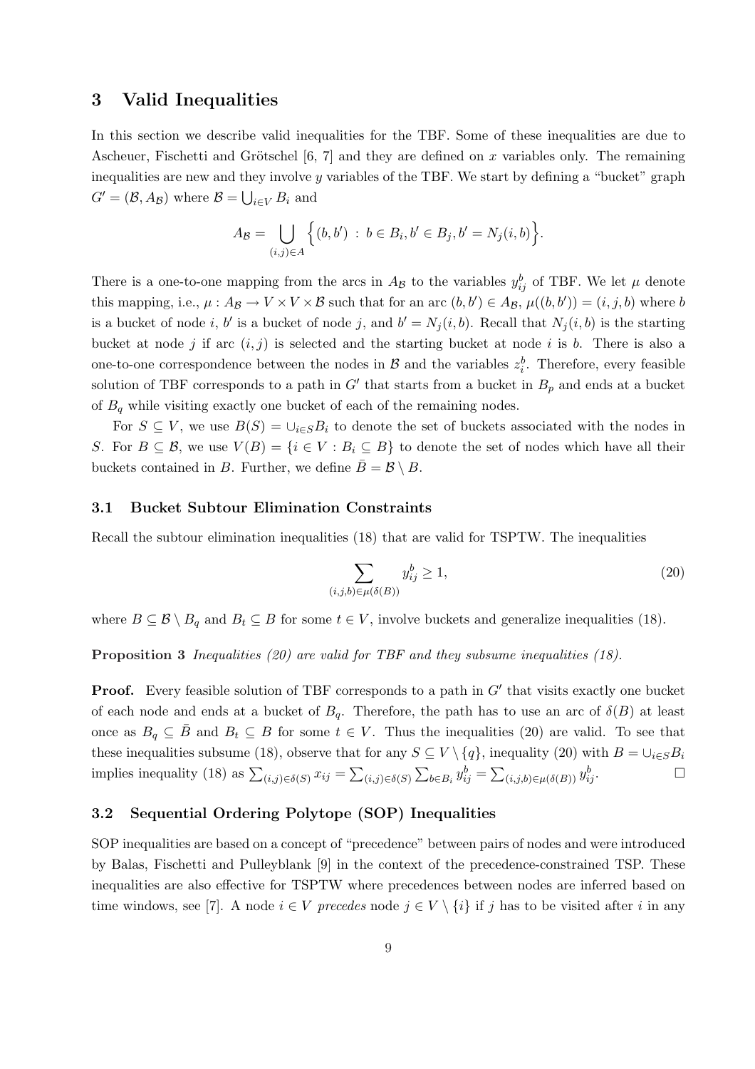## 3 Valid Inequalities

In this section we describe valid inequalities for the TBF. Some of these inequalities are due to Ascheuer, Fischetti and Grötschel [6, 7] and they are defined on $x$ variables only. The remaining inequalities are new and they involve $y$ variables of the TBF. We start by defining a "bucket" graph $G' = (\mathcal{B}, A_{\mathcal{B}})$ where $\mathcal{B} = \bigcup_{i \in V} B_i$ and

$$A_{\mathcal{B}} = \bigcup_{(i,j) \in A} \Big\{ (b, b') \, : \, b \in B_i, b' \in B_j, b' = N_j(i, b) \Big\}.$$

There is a one-to-one mapping from the arcs in $A_{\mathcal{B}}$ to the variables $y^b_{ij}$ of TBF. We let $\mu$ denote this mapping, i.e., $\mu : A_{\mathcal{B}} \to V \times V \times \mathcal{B}$ such that for an arc $(b, b') \in A_{\mathcal{B}}$, $\mu((b, b')) = (i, j, b)$ where $b$ is a bucket of node $i$, $b'$ is a bucket of node $j$, and $b' = N_j(i, b)$. Recall that $N_j(i, b)$ is the starting bucket at node $j$ if arc $(i, j)$ is selected and the starting bucket at node $i$ is $b$. There is also a one-to-one correspondence between the nodes in $\mathcal{B}$ and the variables $z^b_i$. Therefore, every feasible solution of TBF corresponds to a path in $G'$ that starts from a bucket in $B_p$ and ends at a bucket of $B_q$ while visiting exactly one bucket of each of the remaining nodes.

For $S \subseteq V$, we use $B(S) = \cup_{i \in S} B_i$ to denote the set of buckets associated with the nodes in $S$. For $B \subseteq \mathcal{B}$, we use $V(B) = \{i \in V : B_i \subseteq B\}$ to denote the set of nodes which have all their buckets contained in $B$. Further, we define $\bar{B} = \mathcal{B} \setminus B$.

### 3.1 Bucket Subtour Elimination Constraints

Recall the subtour elimination inequalities (18) that are valid for TSPTW. The inequalities

$$\sum_{(i,j,b) \in \mu(\delta(B))} y^b_{ij} \geq 1, \tag{20}$$

where $B \subseteq \mathcal{B} \setminus B_q$ and $B_t \subseteq B$ for some $t \in V$, involve buckets and generalize inequalities (18).

**Proposition 3** *Inequalities (20) are valid for TBF and they subsume inequalities (18).*

**Proof.** Every feasible solution of TBF corresponds to a path in $G'$ that visits exactly one bucket of each node and ends at a bucket of $B_q$. Therefore, the path has to use an arc of $\delta(B)$ at least once as $B_q \subseteq \bar{B}$ and $B_t \subseteq B$ for some $t \in V$. Thus the inequalities (20) are valid. To see that these inequalities subsume (18), observe that for any $S \subseteq V \setminus \{q\}$, inequality (20) with $B = \cup_{i \in S} B_i$ implies inequality (18) as $\sum_{(i,j) \in \delta(S)} x_{ij} = \sum_{(i,j) \in \delta(S)} \sum_{b \in B_i} y^b_{ij} = \sum_{(i,j,b) \in \mu(\delta(B))} y^b_{ij}$. $\square$

### 3.2 Sequential Ordering Polytope (SOP) Inequalities

SOP inequalities are based on a concept of "precedence" between pairs of nodes and were introduced by Balas, Fischetti and Pulleyblank [9] in the context of the precedence-constrained TSP. These inequalities are also effective for TSPTW where precedences between nodes are inferred based on time windows, see [7]. A node $i \in V$ *precedes* node $j \in V \setminus \{i\}$ if $j$ has to be visited after $i$ in any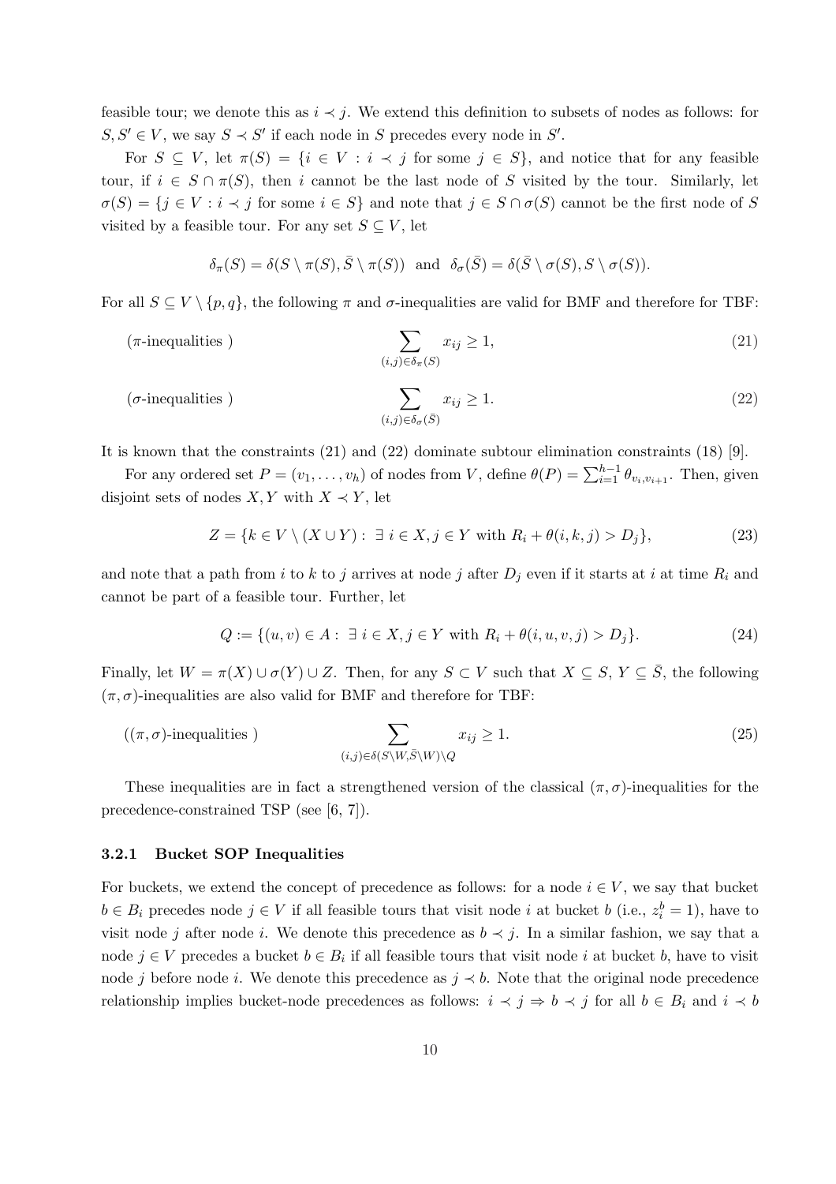feasible tour; we denote this as $i \prec j$. We extend this definition to subsets of nodes as follows: for $S, S' \in V$, we say $S \prec S'$ if each node in $S$ precedes every node in $S'$.

For $S \subseteq V$, let $\pi(S) = \{i \in V : i \prec j \text{ for some } j \in S\}$, and notice that for any feasible tour, if $i \in S \cap \pi(S)$, then $i$ cannot be the last node of $S$ visited by the tour. Similarly, let $\sigma(S) = \{j \in V : i \prec j \text{ for some } i \in S\}$ and note that $j \in S \cap \sigma(S)$ cannot be the first node of $S$ visited by a feasible tour. For any set $S \subseteq V$, let

$$\delta_\pi(S) = \delta(S \setminus \pi(S), \bar{S} \setminus \pi(S)) \text{ and } \delta_\sigma(\bar{S}) = \delta(\bar{S} \setminus \sigma(S), S \setminus \sigma(S)).$$

For all $S \subseteq V \setminus \{p, q\}$, the following $\pi$ and $\sigma$-inequalities are valid for BMF and therefore for TBF:

$$(\pi\text{-inequalities}) \qquad \sum_{(i,j) \in \delta_\pi(S)} x_{ij} \geq 1, \tag{21}$$

$$(\sigma\text{-inequalities}) \qquad \sum_{(i,j) \in \delta_\sigma(\bar{S})} x_{ij} \geq 1. \tag{22}$$

It is known that the constraints (21) and (22) dominate subtour elimination constraints (18) [9].

For any ordered set $P = (v_1, \ldots, v_h)$ of nodes from $V$, define $\theta(P) = \sum_{i=1}^{h-1} \theta_{v_i, v_{i+1}}$. Then, given disjoint sets of nodes $X, Y$ with $X \prec Y$, let

$$Z = \{k \in V \setminus (X \cup Y) : \exists\, i \in X, j \in Y \text{ with } R_i + \theta(i, k, j) > D_j\}, \tag{23}$$

and note that a path from $i$ to $k$ to $j$ arrives at node $j$ after $D_j$ even if it starts at $i$ at time $R_i$ and cannot be part of a feasible tour. Further, let

$$Q := \{(u, v) \in A : \exists\, i \in X, j \in Y \text{ with } R_i + \theta(i, u, v, j) > D_j\}. \tag{24}$$

Finally, let $W = \pi(X) \cup \sigma(Y) \cup Z$. Then, for any $S \subset V$ such that $X \subseteq S$, $Y \subseteq \bar{S}$, the following $(\pi, \sigma)$-inequalities are also valid for BMF and therefore for TBF:

$$((\pi, \sigma)\text{-inequalities}) \qquad \sum_{(i,j) \in \delta(S \setminus W, \bar{S} \setminus W) \setminus Q} x_{ij} \geq 1. \tag{25}$$

These inequalities are in fact a strengthened version of the classical $(\pi, \sigma)$-inequalities for the precedence-constrained TSP (see [6, 7]).

### 3.2.1 Bucket SOP Inequalities

For buckets, we extend the concept of precedence as follows: for a node $i \in V$, we say that bucket $b \in B_i$ precedes node $j \in V$ if all feasible tours that visit node $i$ at bucket $b$ (i.e., $z_i^b = 1$), have to visit node $j$ after node $i$. We denote this precedence as $b \prec j$. In a similar fashion, we say that a node $j \in V$ precedes a bucket $b \in B_i$ if all feasible tours that visit node $i$ at bucket $b$, have to visit node $j$ before node $i$. We denote this precedence as $j \prec b$. Note that the original node precedence relationship implies bucket-node precedences as follows: $i \prec j \Rightarrow b \prec j$ for all $b \in B_i$ and $i \prec b$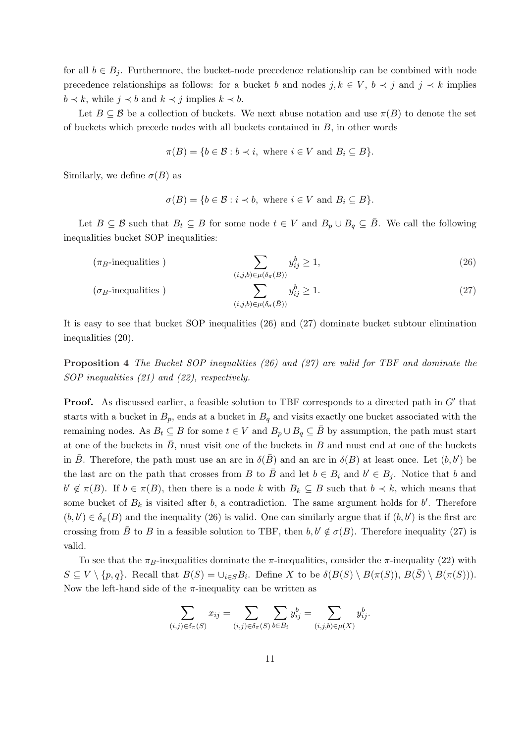for all $b \in B_j$. Furthermore, the bucket-node precedence relationship can be combined with node precedence relationships as follows: for a bucket $b$ and nodes $j, k \in V$, $b \prec j$ and $j \prec k$ implies $b \prec k$, while $j \prec b$ and $k \prec j$ implies $k \prec b$.

Let $B \subseteq \mathcal{B}$ be a collection of buckets. We next abuse notation and use $\pi(B)$ to denote the set of buckets which precede nodes with all buckets contained in $B$, in other words

$$\pi(B) = \{b \in \mathcal{B} : b \prec i, \text{ where } i \in V \text{ and } B_i \subseteq B\}.$$

Similarly, we define $\sigma(B)$ as

$$\sigma(B) = \{b \in \mathcal{B} : i \prec b, \text{ where } i \in V \text{ and } B_i \subseteq B\}.$$

Let $B \subseteq \mathcal{B}$ such that $B_t \subseteq B$ for some node $t \in V$ and $B_p \cup B_q \subseteq \bar{B}$. We call the following inequalities bucket SOP inequalities:

$$(\pi_B\text{-inequalities}) \qquad \sum_{(i,j,b) \in \mu(\delta_\pi(B))} y_{ij}^b \geq 1, \tag{26}$$

$$(\sigma_B\text{-inequalities}) \qquad \sum_{(i,j,b) \in \mu(\delta_\sigma(\bar{B}))} y_{ij}^b \geq 1. \tag{27}$$

It is easy to see that bucket SOP inequalities (26) and (27) dominate bucket subtour elimination inequalities (20).

**Proposition 4** *The Bucket SOP inequalities (26) and (27) are valid for TBF and dominate the SOP inequalities (21) and (22), respectively.*

**Proof.** As discussed earlier, a feasible solution to TBF corresponds to a directed path in $G'$ that starts with a bucket in $B_p$, ends at a bucket in $B_q$ and visits exactly one bucket associated with the remaining nodes. As $B_t \subseteq B$ for some $t \in V$ and $B_p \cup B_q \subseteq \bar{B}$ by assumption, the path must start at one of the buckets in $\bar{B}$, must visit one of the buckets in $B$ and must end at one of the buckets in $\bar{B}$. Therefore, the path must use an arc in $\delta(\bar{B})$ and an arc in $\delta(B)$ at least once. Let $(b, b')$ be the last arc on the path that crosses from $B$ to $\bar{B}$ and let $b \in B_i$ and $b' \in B_j$. Notice that $b$ and $b' \notin \pi(B)$. If $b \in \pi(B)$, then there is a node $k$ with $B_k \subseteq B$ such that $b \prec k$, which means that some bucket of $B_k$ is visited after $b$, a contradiction. The same argument holds for $b'$. Therefore $(b, b') \in \delta_\pi(B)$ and the inequality (26) is valid. One can similarly argue that if $(b, b')$ is the first arc crossing from $\bar{B}$ to $B$ in a feasible solution to TBF, then $b, b' \notin \sigma(B)$. Therefore inequality (27) is valid.

To see that the $\pi_B$-inequalities dominate the $\pi$-inequalities, consider the $\pi$-inequality (22) with $S \subseteq V \setminus \{p, q\}$. Recall that $B(S) = \cup_{i \in S} B_i$. Define $X$ to be $\delta(B(S) \setminus B(\pi(S)), B(\bar{S}) \setminus B(\pi(S)))$. Now the left-hand side of the $\pi$-inequality can be written as

$$\sum_{(i,j) \in \delta_\pi(S)} x_{ij} = \sum_{(i,j) \in \delta_\pi(S)} \sum_{b \in B_i} y_{ij}^b = \sum_{(i,j,b) \in \mu(X)} y_{ij}^b.$$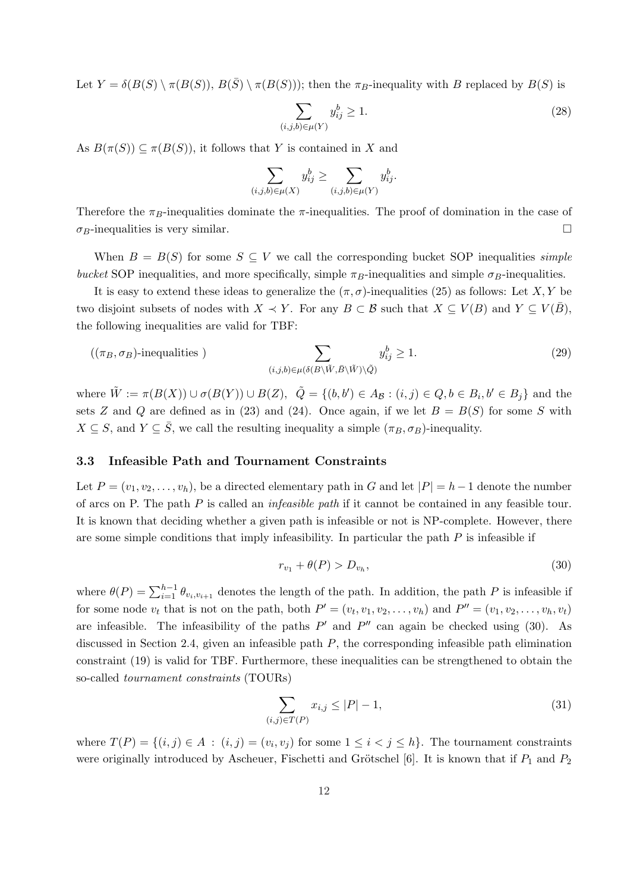Let $Y = \delta(B(S) \setminus \pi(B(S)),\, B(\bar{S}) \setminus \pi(B(S)))$; then the $\pi_B$-inequality with $B$ replaced by $B(S)$ is

$$\sum_{(i,j,b)\in\mu(Y)} y_{ij}^b \geq 1. \tag{28}$$

As $B(\pi(S)) \subseteq \pi(B(S))$, it follows that $Y$ is contained in $X$ and

$$\sum_{(i,j,b)\in\mu(X)} y_{ij}^b \geq \sum_{(i,j,b)\in\mu(Y)} y_{ij}^b.$$

Therefore the $\pi_B$-inequalities dominate the $\pi$-inequalities. The proof of domination in the case of $\sigma_B$-inequalities is very similar. □

When $B = B(S)$ for some $S \subseteq V$ we call the corresponding bucket SOP inequalities *simple bucket* SOP inequalities, and more specifically, simple $\pi_B$-inequalities and simple $\sigma_B$-inequalities.

It is easy to extend these ideas to generalize the $(\pi, \sigma)$-inequalities (25) as follows: Let $X, Y$ be two disjoint subsets of nodes with $X \prec Y$. For any $B \subset \mathcal{B}$ such that $X \subseteq V(B)$ and $Y \subseteq V(\bar{B})$, the following inequalities are valid for TBF:

$$((\pi_B, \sigma_B)\text{-inequalities }) \qquad \sum_{(i,j,b)\in\mu(\delta(B\setminus\tilde{W},\bar{B}\setminus\tilde{W})\setminus\tilde{Q})} y_{ij}^b \geq 1. \tag{29}$$

where $\tilde{W} := \pi(B(X)) \cup \sigma(B(Y)) \cup B(Z)$, $\tilde{Q} = \{(b, b') \in A_{\mathcal{B}} : (i,j) \in Q, b \in B_i, b' \in B_j\}$ and the sets $Z$ and $Q$ are defined as in (23) and (24). Once again, if we let $B = B(S)$ for some $S$ with $X \subseteq S$, and $Y \subseteq \bar{S}$, we call the resulting inequality a simple $(\pi_B, \sigma_B)$-inequality.

### 3.3 Infeasible Path and Tournament Constraints

Let $P = (v_1, v_2, \ldots, v_h)$, be a directed elementary path in $G$ and let $|P| = h - 1$ denote the number of arcs on P. The path $P$ is called an *infeasible path* if it cannot be contained in any feasible tour. It is known that deciding whether a given path is infeasible or not is NP-complete. However, there are some simple conditions that imply infeasibility. In particular the path $P$ is infeasible if

$$r_{v_1} + \theta(P) > D_{v_h}, \tag{30}$$

where $\theta(P) = \sum_{i=1}^{h-1} \theta_{v_i,v_{i+1}}$ denotes the length of the path. In addition, the path $P$ is infeasible if for some node $v_t$ that is not on the path, both $P' = (v_t, v_1, v_2, \ldots, v_h)$ and $P'' = (v_1, v_2, \ldots, v_h, v_t)$ are infeasible. The infeasibility of the paths $P'$ and $P''$ can again be checked using (30). As discussed in Section 2.4, given an infeasible path $P$, the corresponding infeasible path elimination constraint (19) is valid for TBF. Furthermore, these inequalities can be strengthened to obtain the so-called *tournament constraints* (TOURs)

$$\sum_{(i,j)\in T(P)} x_{i,j} \leq |P| - 1, \tag{31}$$

where $T(P) = \{(i,j) \in A \,:\, (i,j) = (v_i, v_j) \text{ for some } 1 \leq i < j \leq h\}$. The tournament constraints were originally introduced by Ascheuer, Fischetti and Grötschel [6]. It is known that if $P_1$ and $P_2$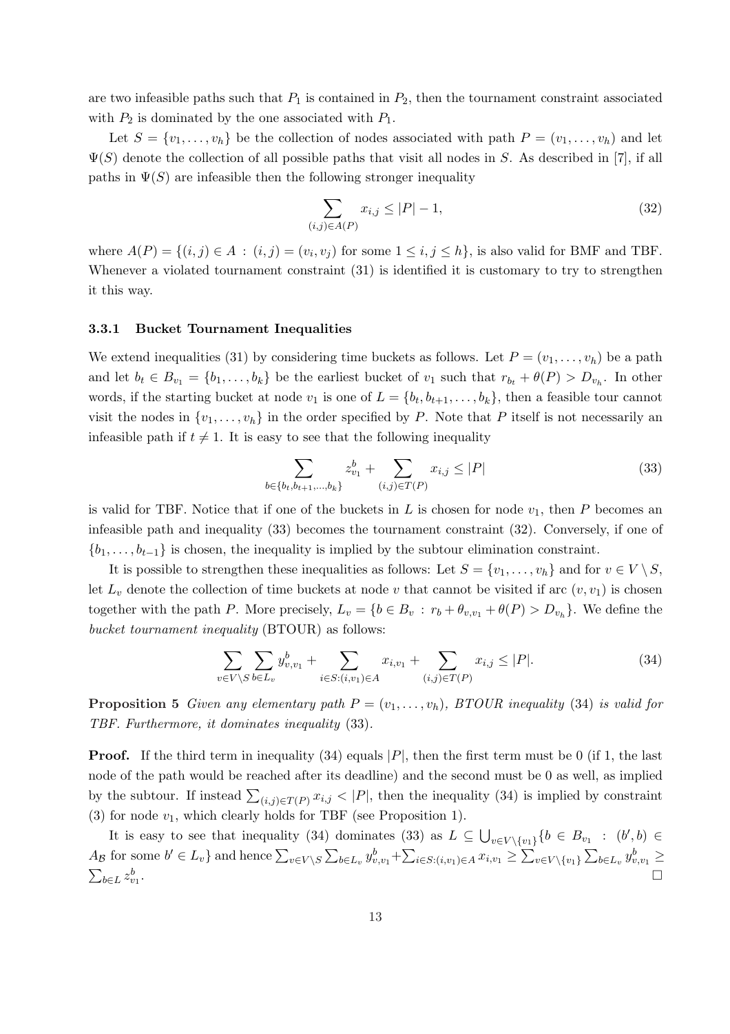are two infeasible paths such that $P_1$ is contained in $P_2$, then the tournament constraint associated with $P_2$ is dominated by the one associated with $P_1$.

Let $S = \{v_1, \ldots, v_h\}$ be the collection of nodes associated with path $P = (v_1, \ldots, v_h)$ and let $\Psi(S)$ denote the collection of all possible paths that visit all nodes in $S$. As described in [7], if all paths in $\Psi(S)$ are infeasible then the following stronger inequality

$$\sum_{(i,j)\in A(P)} x_{i,j} \le |P| - 1, \tag{32}$$

where $A(P) = \{(i,j) \in A : (i,j) = (v_i, v_j) \text{ for some } 1 \le i,j \le h\}$, is also valid for BMF and TBF. Whenever a violated tournament constraint (31) is identified it is customary to try to strengthen it this way.

### 3.3.1 Bucket Tournament Inequalities

We extend inequalities (31) by considering time buckets as follows. Let $P = (v_1, \ldots, v_h)$ be a path and let $b_t \in B_{v_1} = \{b_1, \ldots, b_k\}$ be the earliest bucket of $v_1$ such that $r_{b_t} + \theta(P) > D_{v_h}$. In other words, if the starting bucket at node $v_1$ is one of $L = \{b_t, b_{t+1}, \ldots, b_k\}$, then a feasible tour cannot visit the nodes in $\{v_1, \ldots, v_h\}$ in the order specified by $P$. Note that $P$ itself is not necessarily an infeasible path if $t \neq 1$. It is easy to see that the following inequality

$$\sum_{b\in\{b_t,b_{t+1},\ldots,b_k\}} z^b_{v_1} + \sum_{(i,j)\in T(P)} x_{i,j} \le |P| \tag{33}$$

is valid for TBF. Notice that if one of the buckets in $L$ is chosen for node $v_1$, then $P$ becomes an infeasible path and inequality (33) becomes the tournament constraint (32). Conversely, if one of $\{b_1, \ldots, b_{t-1}\}$ is chosen, the inequality is implied by the subtour elimination constraint.

It is possible to strengthen these inequalities as follows: Let $S = \{v_1, \ldots, v_h\}$ and for $v \in V \setminus S$, let $L_v$ denote the collection of time buckets at node $v$ that cannot be visited if arc $(v, v_1)$ is chosen together with the path $P$. More precisely, $L_v = \{b \in B_v : r_b + \theta_{v,v_1} + \theta(P) > D_{v_h}\}$. We define the *bucket tournament inequality* (BTOUR) as follows:

$$\sum_{v\in V\setminus S}\sum_{b\in L_v} y^b_{v,v_1} + \sum_{i\in S:(i,v_1)\in A} x_{i,v_1} + \sum_{(i,j)\in T(P)} x_{i,j} \le |P|. \tag{34}$$

**Proposition 5** *Given any elementary path $P = (v_1, \ldots, v_h)$, BTOUR inequality (34) is valid for TBF. Furthermore, it dominates inequality (33).*

**Proof.** If the third term in inequality (34) equals $|P|$, then the first term must be 0 (if 1, the last node of the path would be reached after its deadline) and the second must be 0 as well, as implied by the subtour. If instead $\sum_{(i,j)\in T(P)} x_{i,j} < |P|$, then the inequality (34) is implied by constraint (3) for node $v_1$, which clearly holds for TBF (see Proposition 1).

It is easy to see that inequality (34) dominates (33) as $L \subseteq \bigcup_{v\in V\setminus\{v_1\}}\{b \in B_{v_1} : (b', b) \in A_{\mathcal{B}} \text{ for some } b' \in L_v\}$ and hence $\sum_{v\in V\setminus S}\sum_{b\in L_v} y^b_{v,v_1} + \sum_{i\in S:(i,v_1)\in A} x_{i,v_1} \ge \sum_{v\in V\setminus\{v_1\}}\sum_{b\in L_v} y^b_{v,v_1} \ge \sum_{b\in L} z^b_{v_1}$. $\square$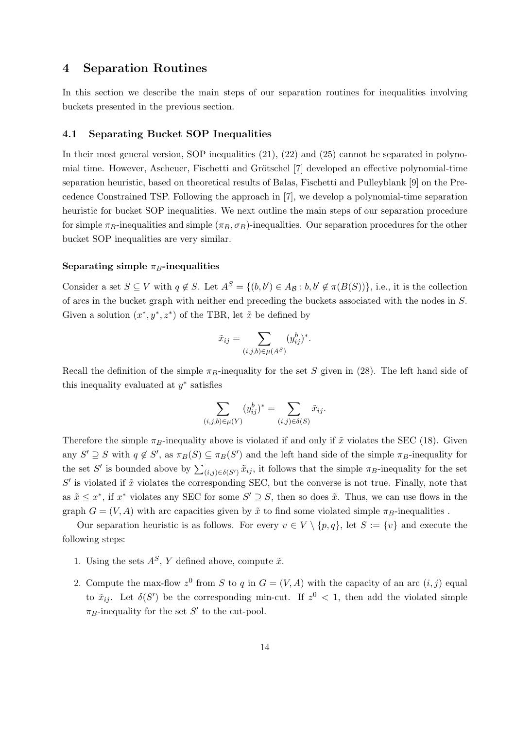## 4 Separation Routines

In this section we describe the main steps of our separation routines for inequalities involving buckets presented in the previous section.

### 4.1 Separating Bucket SOP Inequalities

In their most general version, SOP inequalities (21), (22) and (25) cannot be separated in polynomial time. However, Ascheuer, Fischetti and Grötschel [7] developed an effective polynomial-time separation heuristic, based on theoretical results of Balas, Fischetti and Pulleyblank [9] on the Precedence Constrained TSP. Following the approach in [7], we develop a polynomial-time separation heuristic for bucket SOP inequalities. We next outline the main steps of our separation procedure for simple $\pi_B$-inequalities and simple $(\pi_B, \sigma_B)$-inequalities. Our separation procedures for the other bucket SOP inequalities are very similar.

#### Separating simple $\pi_B$-inequalities

Consider a set $S \subseteq V$ with $q \notin S$. Let $A^S = \{(b, b') \in A_{\mathcal{B}} : b, b' \notin \pi(B(S))\}$, i.e., it is the collection of arcs in the bucket graph with neither end preceding the buckets associated with the nodes in $S$. Given a solution $(x^*, y^*, z^*)$ of the TBR, let $\tilde{x}$ be defined by

$$\tilde{x}_{ij} = \sum_{(i,j,b) \in \mu(A^S)} (y^b_{ij})^*.$$

Recall the definition of the simple $\pi_B$-inequality for the set $S$ given in (28). The left hand side of this inequality evaluated at $y^*$ satisfies

$$\sum_{(i,j,b) \in \mu(Y)} (y^b_{ij})^* = \sum_{(i,j) \in \delta(S)} \tilde{x}_{ij}.$$

Therefore the simple $\pi_B$-inequality above is violated if and only if $\tilde{x}$ violates the SEC (18). Given any $S' \supseteq S$ with $q \notin S'$, as $\pi_B(S) \subseteq \pi_B(S')$ and the left hand side of the simple $\pi_B$-inequality for the set $S'$ is bounded above by $\sum_{(i,j) \in \delta(S')} \tilde{x}_{ij}$, it follows that the simple $\pi_B$-inequality for the set $S'$ is violated if $\tilde{x}$ violates the corresponding SEC, but the converse is not true. Finally, note that as $\tilde{x} \leq x^*$, if $x^*$ violates any SEC for some $S' \supseteq S$, then so does $\tilde{x}$. Thus, we can use flows in the graph $G = (V, A)$ with arc capacities given by $\tilde{x}$ to find some violated simple $\pi_B$-inequalities .

Our separation heuristic is as follows. For every $v \in V \setminus \{p, q\}$, let $S := \{v\}$ and execute the following steps:

1. Using the sets $A^S$, $Y$ defined above, compute $\tilde{x}$.
2. Compute the max-flow $z^0$ from $S$ to $q$ in $G = (V, A)$ with the capacity of an arc $(i, j)$ equal to $\tilde{x}_{ij}$. Let $\delta(S')$ be the corresponding min-cut. If $z^0 < 1$, then add the violated simple $\pi_B$-inequality for the set $S'$ to the cut-pool.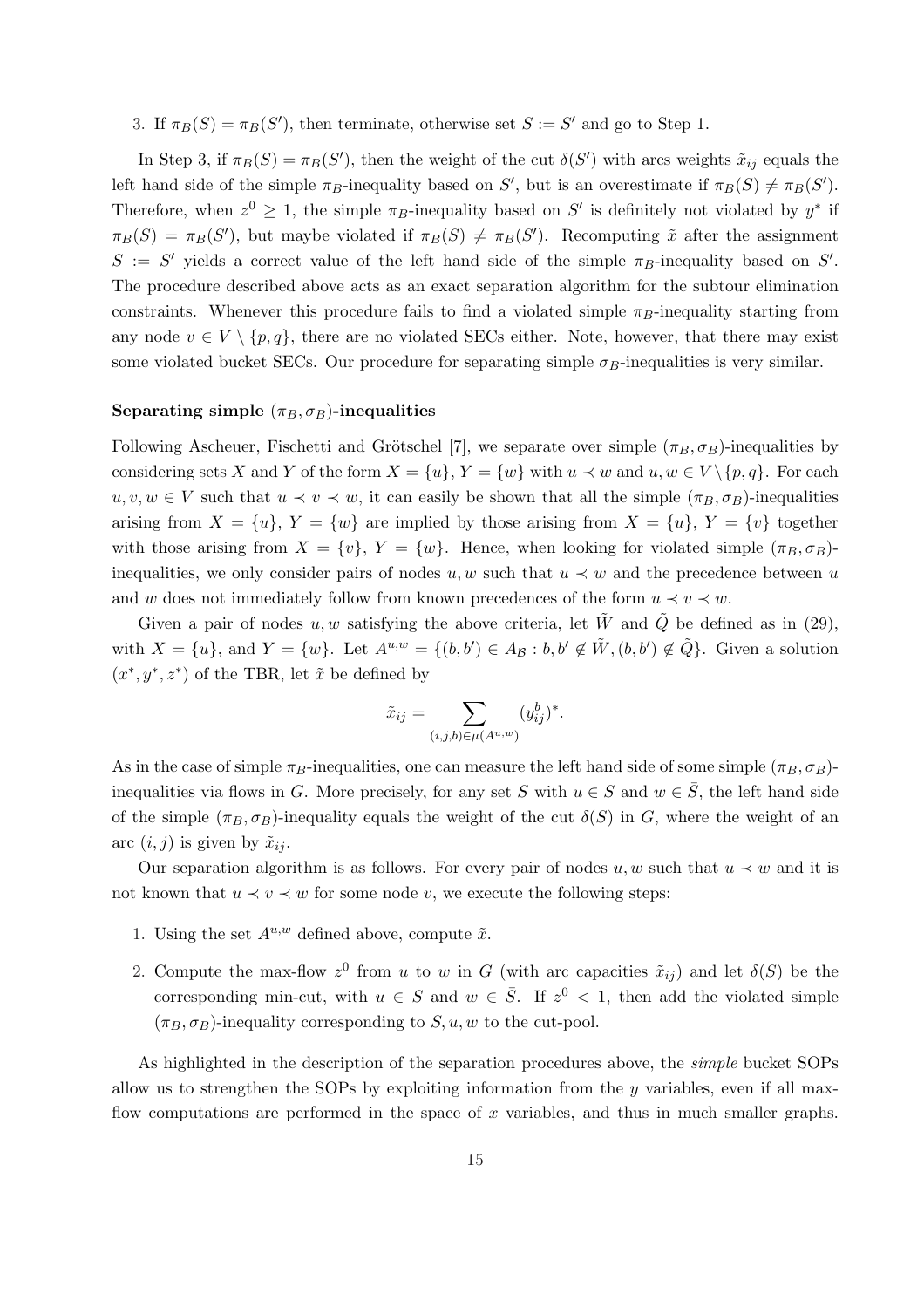3. If $\pi_B(S) = \pi_B(S')$, then terminate, otherwise set $S := S'$ and go to Step 1.

In Step 3, if $\pi_B(S) = \pi_B(S')$, then the weight of the cut $\delta(S')$ with arcs weights $\tilde{x}_{ij}$ equals the left hand side of the simple $\pi_B$-inequality based on $S'$, but is an overestimate if $\pi_B(S) \neq \pi_B(S')$. Therefore, when $z^0 \geq 1$, the simple $\pi_B$-inequality based on $S'$ is definitely not violated by $y^*$ if $\pi_B(S) = \pi_B(S')$, but maybe violated if $\pi_B(S) \neq \pi_B(S')$. Recomputing $\tilde{x}$ after the assignment $S := S'$ yields a correct value of the left hand side of the simple $\pi_B$-inequality based on $S'$. The procedure described above acts as an exact separation algorithm for the subtour elimination constraints. Whenever this procedure fails to find a violated simple $\pi_B$-inequality starting from any node $v \in V \setminus \{p, q\}$, there are no violated SECs either. Note, however, that there may exist some violated bucket SECs. Our procedure for separating simple $\sigma_B$-inequalities is very similar.

**Separating simple $(\pi_B, \sigma_B)$-inequalities**

Following Ascheuer, Fischetti and Grötschel [7], we separate over simple $(\pi_B, \sigma_B)$-inequalities by considering sets $X$ and $Y$ of the form $X = \{u\}$, $Y = \{w\}$ with $u \prec w$ and $u, w \in V \setminus \{p, q\}$. For each $u, v, w \in V$ such that $u \prec v \prec w$, it can easily be shown that all the simple $(\pi_B, \sigma_B)$-inequalities arising from $X = \{u\}$, $Y = \{w\}$ are implied by those arising from $X = \{u\}$, $Y = \{v\}$ together with those arising from $X = \{v\}$, $Y = \{w\}$. Hence, when looking for violated simple $(\pi_B, \sigma_B)$-inequalities, we only consider pairs of nodes $u, w$ such that $u \prec w$ and the precedence between $u$ and $w$ does not immediately follow from known precedences of the form $u \prec v \prec w$.

Given a pair of nodes $u, w$ satisfying the above criteria, let $\tilde{W}$ and $\tilde{Q}$ be defined as in (29), with $X = \{u\}$, and $Y = \{w\}$. Let $A^{u,w} = \{(b, b') \in A_{\mathcal{B}} : b, b' \notin \tilde{W}, (b, b') \notin \tilde{Q}\}$. Given a solution $(x^*, y^*, z^*)$ of the TBR, let $\tilde{x}$ be defined by

$$\tilde{x}_{ij} = \sum_{(i,j,b) \in \mu(A^{u,w})} (y_{ij}^b)^*.$$

As in the case of simple $\pi_B$-inequalities, one can measure the left hand side of some simple $(\pi_B, \sigma_B)$-inequalities via flows in $G$. More precisely, for any set $S$ with $u \in S$ and $w \in \bar{S}$, the left hand side of the simple $(\pi_B, \sigma_B)$-inequality equals the weight of the cut $\delta(S)$ in $G$, where the weight of an arc $(i, j)$ is given by $\tilde{x}_{ij}$.

Our separation algorithm is as follows. For every pair of nodes $u, w$ such that $u \prec w$ and it is not known that $u \prec v \prec w$ for some node $v$, we execute the following steps:

1. Using the set $A^{u,w}$ defined above, compute $\tilde{x}$.
2. Compute the max-flow $z^0$ from $u$ to $w$ in $G$ (with arc capacities $\tilde{x}_{ij}$) and let $\delta(S)$ be the corresponding min-cut, with $u \in S$ and $w \in \bar{S}$. If $z^0 < 1$, then add the violated simple $(\pi_B, \sigma_B)$-inequality corresponding to $S, u, w$ to the cut-pool.

As highlighted in the description of the separation procedures above, the *simple* bucket SOPs allow us to strengthen the SOPs by exploiting information from the $y$ variables, even if all max-flow computations are performed in the space of $x$ variables, and thus in much smaller graphs.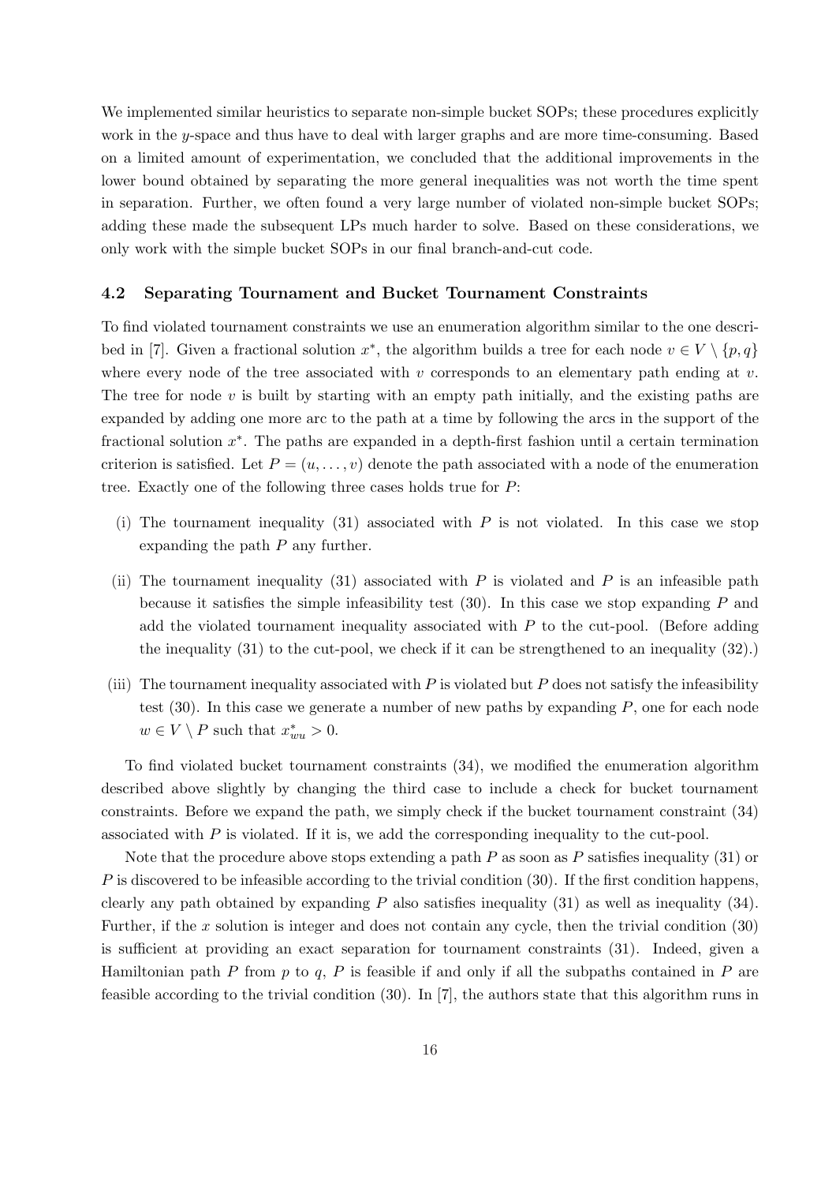We implemented similar heuristics to separate non-simple bucket SOPs; these procedures explicitly work in the $y$-space and thus have to deal with larger graphs and are more time-consuming. Based on a limited amount of experimentation, we concluded that the additional improvements in the lower bound obtained by separating the more general inequalities was not worth the time spent in separation. Further, we often found a very large number of violated non-simple bucket SOPs; adding these made the subsequent LPs much harder to solve. Based on these considerations, we only work with the simple bucket SOPs in our final branch-and-cut code.

### 4.2 Separating Tournament and Bucket Tournament Constraints

To find violated tournament constraints we use an enumeration algorithm similar to the one described in [7]. Given a fractional solution $x^*$, the algorithm builds a tree for each node $v \in V \setminus \{p, q\}$ where every node of the tree associated with $v$ corresponds to an elementary path ending at $v$. The tree for node $v$ is built by starting with an empty path initially, and the existing paths are expanded by adding one more arc to the path at a time by following the arcs in the support of the fractional solution $x^*$. The paths are expanded in a depth-first fashion until a certain termination criterion is satisfied. Let $P = (u, \dots, v)$ denote the path associated with a node of the enumeration tree. Exactly one of the following three cases holds true for $P$:

(i) The tournament inequality (31) associated with $P$ is not violated. In this case we stop expanding the path $P$ any further.

(ii) The tournament inequality (31) associated with $P$ is violated and $P$ is an infeasible path because it satisfies the simple infeasibility test (30). In this case we stop expanding $P$ and add the violated tournament inequality associated with $P$ to the cut-pool. (Before adding the inequality (31) to the cut-pool, we check if it can be strengthened to an inequality (32).)

(iii) The tournament inequality associated with $P$ is violated but $P$ does not satisfy the infeasibility test (30). In this case we generate a number of new paths by expanding $P$, one for each node $w \in V \setminus P$ such that $x^*_{wu} > 0$.

To find violated bucket tournament constraints (34), we modified the enumeration algorithm described above slightly by changing the third case to include a check for bucket tournament constraints. Before we expand the path, we simply check if the bucket tournament constraint (34) associated with $P$ is violated. If it is, we add the corresponding inequality to the cut-pool.

Note that the procedure above stops extending a path $P$ as soon as $P$ satisfies inequality (31) or $P$ is discovered to be infeasible according to the trivial condition (30). If the first condition happens, clearly any path obtained by expanding $P$ also satisfies inequality (31) as well as inequality (34). Further, if the $x$ solution is integer and does not contain any cycle, then the trivial condition (30) is sufficient at providing an exact separation for tournament constraints (31). Indeed, given a Hamiltonian path $P$ from $p$ to $q$, $P$ is feasible if and only if all the subpaths contained in $P$ are feasible according to the trivial condition (30). In [7], the authors state that this algorithm runs in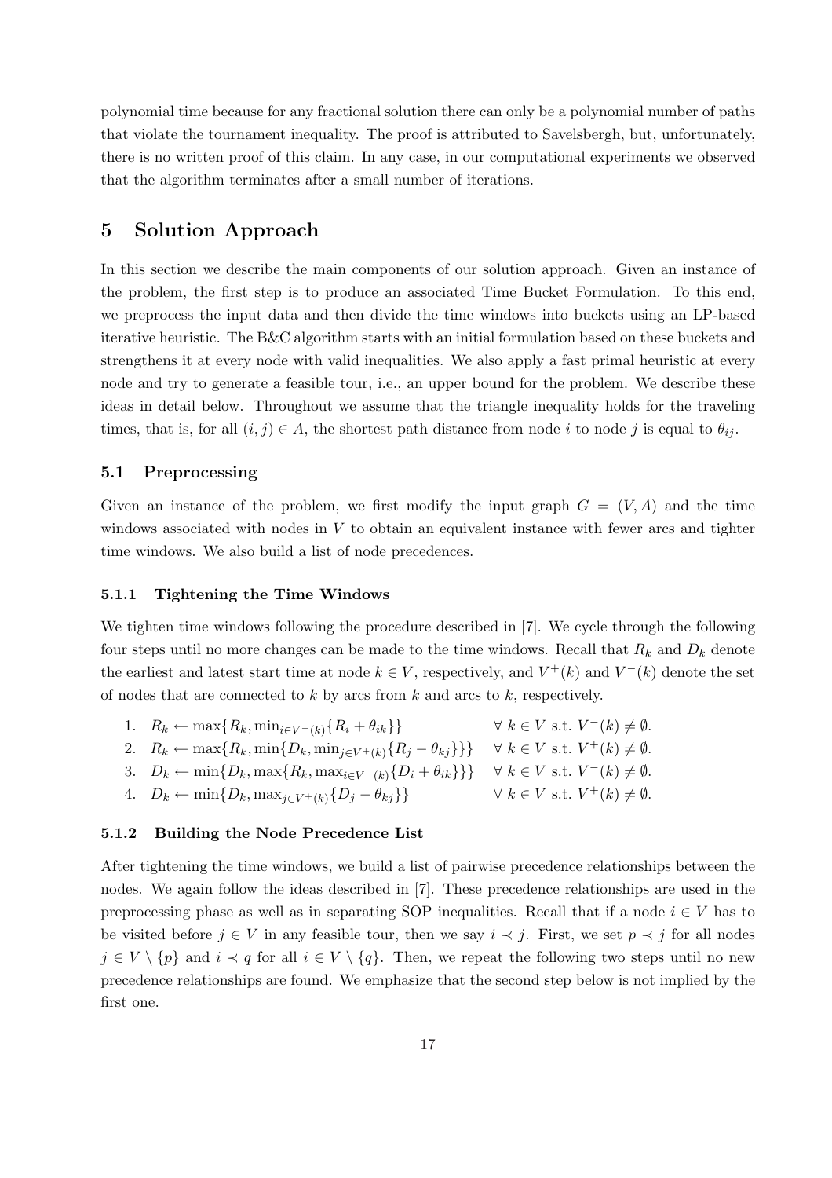polynomial time because for any fractional solution there can only be a polynomial number of paths that violate the tournament inequality. The proof is attributed to Savelsbergh, but, unfortunately, there is no written proof of this claim. In any case, in our computational experiments we observed that the algorithm terminates after a small number of iterations.

# 5 Solution Approach

In this section we describe the main components of our solution approach. Given an instance of the problem, the first step is to produce an associated Time Bucket Formulation. To this end, we preprocess the input data and then divide the time windows into buckets using an LP-based iterative heuristic. The B&C algorithm starts with an initial formulation based on these buckets and strengthens it at every node with valid inequalities. We also apply a fast primal heuristic at every node and try to generate a feasible tour, i.e., an upper bound for the problem. We describe these ideas in detail below. Throughout we assume that the triangle inequality holds for the traveling times, that is, for all $(i,j) \in A$, the shortest path distance from node $i$ to node $j$ is equal to $\theta_{ij}$.

## 5.1 Preprocessing

Given an instance of the problem, we first modify the input graph $G = (V, A)$ and the time windows associated with nodes in $V$ to obtain an equivalent instance with fewer arcs and tighter time windows. We also build a list of node precedences.

### 5.1.1 Tightening the Time Windows

We tighten time windows following the procedure described in [7]. We cycle through the following four steps until no more changes can be made to the time windows. Recall that $R_k$ and $D_k$ denote the earliest and latest start time at node $k \in V$, respectively, and $V^+(k)$ and $V^-(k)$ denote the set of nodes that are connected to $k$ by arcs from $k$ and arcs to $k$, respectively.

1. $R_k \leftarrow \max\{R_k, \min_{i \in V^-(k)}\{R_i + \theta_{ik}\}\}$ $\quad \forall\, k \in V$ s.t. $V^-(k) \neq \emptyset$.
2. $R_k \leftarrow \max\{R_k, \min\{D_k, \min_{j \in V^+(k)}\{R_j - \theta_{kj}\}\}\}$ $\quad \forall\, k \in V$ s.t. $V^+(k) \neq \emptyset$.
3. $D_k \leftarrow \min\{D_k, \max\{R_k, \max_{i \in V^-(k)}\{D_i + \theta_{ik}\}\}\}$ $\quad \forall\, k \in V$ s.t. $V^-(k) \neq \emptyset$.
4. $D_k \leftarrow \min\{D_k, \max_{j \in V^+(k)}\{D_j - \theta_{kj}\}\}$ $\quad \forall\, k \in V$ s.t. $V^+(k) \neq \emptyset$.

### 5.1.2 Building the Node Precedence List

After tightening the time windows, we build a list of pairwise precedence relationships between the nodes. We again follow the ideas described in [7]. These precedence relationships are used in the preprocessing phase as well as in separating SOP inequalities. Recall that if a node $i \in V$ has to be visited before $j \in V$ in any feasible tour, then we say $i \prec j$. First, we set $p \prec j$ for all nodes $j \in V \setminus \{p\}$ and $i \prec q$ for all $i \in V \setminus \{q\}$. Then, we repeat the following two steps until no new precedence relationships are found. We emphasize that the second step below is not implied by the first one.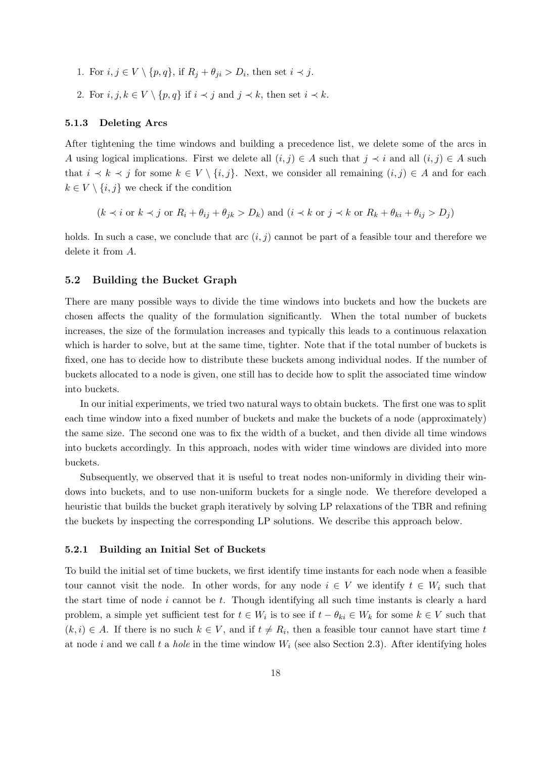1. For $i, j \in V \setminus \{p, q\}$, if $R_j + \theta_{ji} > D_i$, then set $i \prec j$.
2. For $i, j, k \in V \setminus \{p, q\}$ if $i \prec j$ and $j \prec k$, then set $i \prec k$.

#### 5.1.3 Deleting Arcs

After tightening the time windows and building a precedence list, we delete some of the arcs in $A$ using logical implications. First we delete all $(i, j) \in A$ such that $j \prec i$ and all $(i, j) \in A$ such that $i \prec k \prec j$ for some $k \in V \setminus \{i, j\}$. Next, we consider all remaining $(i, j) \in A$ and for each $k \in V \setminus \{i, j\}$ we check if the condition

$$(k \prec i \text{ or } k \prec j \text{ or } R_i + \theta_{ij} + \theta_{jk} > D_k) \text{ and } (i \prec k \text{ or } j \prec k \text{ or } R_k + \theta_{ki} + \theta_{ij} > D_j)$$

holds. In such a case, we conclude that arc $(i, j)$ cannot be part of a feasible tour and therefore we delete it from $A$.

### 5.2 Building the Bucket Graph

There are many possible ways to divide the time windows into buckets and how the buckets are chosen affects the quality of the formulation significantly. When the total number of buckets increases, the size of the formulation increases and typically this leads to a continuous relaxation which is harder to solve, but at the same time, tighter. Note that if the total number of buckets is fixed, one has to decide how to distribute these buckets among individual nodes. If the number of buckets allocated to a node is given, one still has to decide how to split the associated time window into buckets.

In our initial experiments, we tried two natural ways to obtain buckets. The first one was to split each time window into a fixed number of buckets and make the buckets of a node (approximately) the same size. The second one was to fix the width of a bucket, and then divide all time windows into buckets accordingly. In this approach, nodes with wider time windows are divided into more buckets.

Subsequently, we observed that it is useful to treat nodes non-uniformly in dividing their windows into buckets, and to use non-uniform buckets for a single node. We therefore developed a heuristic that builds the bucket graph iteratively by solving LP relaxations of the TBR and refining the buckets by inspecting the corresponding LP solutions. We describe this approach below.

#### 5.2.1 Building an Initial Set of Buckets

To build the initial set of time buckets, we first identify time instants for each node when a feasible tour cannot visit the node. In other words, for any node $i \in V$ we identify $t \in W_i$ such that the start time of node $i$ cannot be $t$. Though identifying all such time instants is clearly a hard problem, a simple yet sufficient test for $t \in W_i$ is to see if $t - \theta_{ki} \in W_k$ for some $k \in V$ such that $(k, i) \in A$. If there is no such $k \in V$, and if $t \neq R_i$, then a feasible tour cannot have start time $t$ at node $i$ and we call $t$ a *hole* in the time window $W_i$ (see also Section 2.3). After identifying holes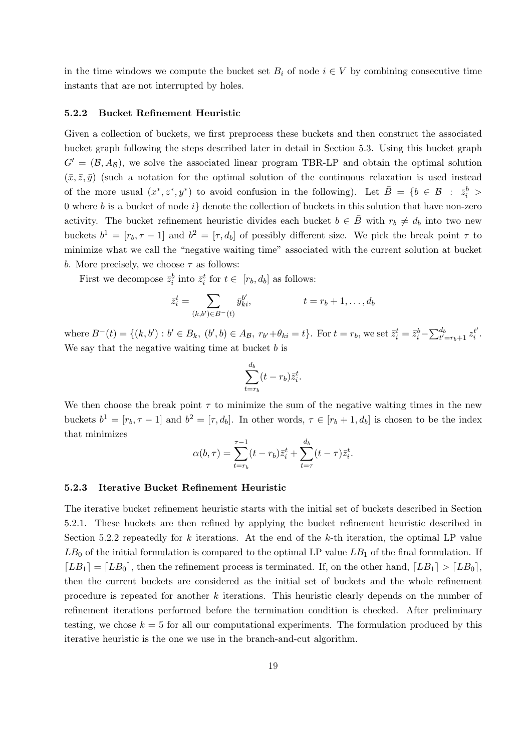in the time windows we compute the bucket set $B_i$ of node $i \in V$ by combining consecutive time instants that are not interrupted by holes.

### 5.2.2 Bucket Refinement Heuristic

Given a collection of buckets, we first preprocess these buckets and then construct the associated bucket graph following the steps described later in detail in Section 5.3. Using this bucket graph $G' = (\mathcal{B}, A_{\mathcal{B}})$, we solve the associated linear program TBR-LP and obtain the optimal solution $(\bar{x}, \bar{z}, \bar{y})$ (such a notation for the optimal solution of the continuous relaxation is used instead of the more usual $(x^*, z^*, y^*)$ to avoid confusion in the following). Let $\bar{B} = \{b \in \mathcal{B} \ : \ \bar{z}_i^b > 0$ where $b$ is a bucket of node $i\}$ denote the collection of buckets in this solution that have non-zero activity. The bucket refinement heuristic divides each bucket $b \in \bar{B}$ with $r_b \neq d_b$ into two new buckets $b^1 = [r_b, \tau - 1]$ and $b^2 = [\tau, d_b]$ of possibly different size. We pick the break point $\tau$ to minimize what we call the "negative waiting time" associated with the current solution at bucket $b$. More precisely, we choose $\tau$ as follows:

First we decompose $\bar{z}_i^b$ into $\bar{z}_i^t$ for $t \in [r_b, d_b]$ as follows:

$$\bar{z}_i^t = \sum_{(k,b') \in B^-(t)} \bar{y}_{ki}^{b'}, \qquad\qquad t = r_b + 1, \ldots, d_b$$

where $B^-(t) = \{(k, b') : b' \in B_k,\ (b', b) \in A_{\mathcal{B}},\ r_{b'} + \theta_{ki} = t\}$. For $t = r_b$, we set $\bar{z}_i^t = \bar{z}_i^b - \sum_{t'=r_b+1}^{d_b} z_i^{t'}$. We say that the negative waiting time at bucket $b$ is

$$\sum_{t=r_b}^{d_b} (t - r_b)\bar{z}_i^t.$$

We then choose the break point $\tau$ to minimize the sum of the negative waiting times in the new buckets $b^1 = [r_b, \tau - 1]$ and $b^2 = [\tau, d_b]$. In other words, $\tau \in [r_b + 1, d_b]$ is chosen to be the index that minimizes

$$\alpha(b, \tau) = \sum_{t=r_b}^{\tau-1} (t - r_b)\bar{z}_i^t + \sum_{t=\tau}^{d_b} (t - \tau)\bar{z}_i^t.$$

### 5.2.3 Iterative Bucket Refinement Heuristic

The iterative bucket refinement heuristic starts with the initial set of buckets described in Section 5.2.1. These buckets are then refined by applying the bucket refinement heuristic described in Section 5.2.2 repeatedly for $k$ iterations. At the end of the $k$-th iteration, the optimal LP value $LB_0$ of the initial formulation is compared to the optimal LP value $LB_1$ of the final formulation. If $\lceil LB_1 \rceil = \lceil LB_0 \rceil$, then the refinement process is terminated. If, on the other hand, $\lceil LB_1 \rceil > \lceil LB_0 \rceil$, then the current buckets are considered as the initial set of buckets and the whole refinement procedure is repeated for another $k$ iterations. This heuristic clearly depends on the number of refinement iterations performed before the termination condition is checked. After preliminary testing, we chose $k = 5$ for all our computational experiments. The formulation produced by this iterative heuristic is the one we use in the branch-and-cut algorithm.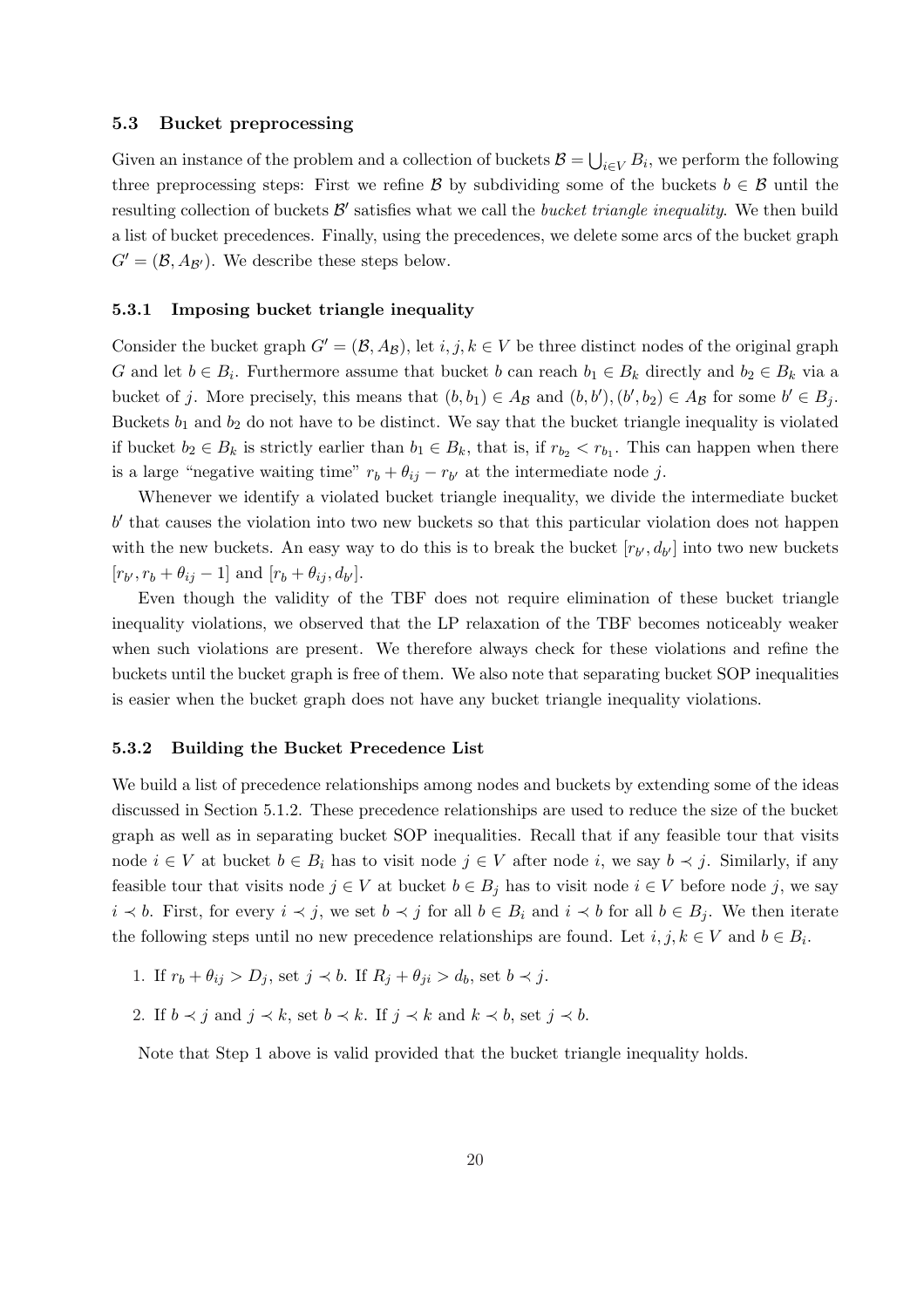### 5.3 Bucket preprocessing

Given an instance of the problem and a collection of buckets $\mathcal{B} = \bigcup_{i \in V} B_i$, we perform the following three preprocessing steps: First we refine $\mathcal{B}$ by subdividing some of the buckets $b \in \mathcal{B}$ until the resulting collection of buckets $\mathcal{B}'$ satisfies what we call the *bucket triangle inequality*. We then build a list of bucket precedences. Finally, using the precedences, we delete some arcs of the bucket graph $G' = (\mathcal{B}, A_{\mathcal{B}'})$. We describe these steps below.

#### 5.3.1 Imposing bucket triangle inequality

Consider the bucket graph $G' = (\mathcal{B}, A_{\mathcal{B}})$, let $i, j, k \in V$ be three distinct nodes of the original graph $G$ and let $b \in B_i$. Furthermore assume that bucket $b$ can reach $b_1 \in B_k$ directly and $b_2 \in B_k$ via a bucket of $j$. More precisely, this means that $(b, b_1) \in A_{\mathcal{B}}$ and $(b, b'), (b', b_2) \in A_{\mathcal{B}}$ for some $b' \in B_j$. Buckets $b_1$ and $b_2$ do not have to be distinct. We say that the bucket triangle inequality is violated if bucket $b_2 \in B_k$ is strictly earlier than $b_1 \in B_k$, that is, if $r_{b_2} < r_{b_1}$. This can happen when there is a large "negative waiting time" $r_b + \theta_{ij} - r_{b'}$ at the intermediate node $j$.

Whenever we identify a violated bucket triangle inequality, we divide the intermediate bucket $b'$ that causes the violation into two new buckets so that this particular violation does not happen with the new buckets. An easy way to do this is to break the bucket $[r_{b'}, d_{b'}]$ into two new buckets $[r_{b'}, r_b + \theta_{ij} - 1]$ and $[r_b + \theta_{ij}, d_{b'}]$.

Even though the validity of the TBF does not require elimination of these bucket triangle inequality violations, we observed that the LP relaxation of the TBF becomes noticeably weaker when such violations are present. We therefore always check for these violations and refine the buckets until the bucket graph is free of them. We also note that separating bucket SOP inequalities is easier when the bucket graph does not have any bucket triangle inequality violations.

#### 5.3.2 Building the Bucket Precedence List

We build a list of precedence relationships among nodes and buckets by extending some of the ideas discussed in Section 5.1.2. These precedence relationships are used to reduce the size of the bucket graph as well as in separating bucket SOP inequalities. Recall that if any feasible tour that visits node $i \in V$ at bucket $b \in B_i$ has to visit node $j \in V$ after node $i$, we say $b \prec j$. Similarly, if any feasible tour that visits node $j \in V$ at bucket $b \in B_j$ has to visit node $i \in V$ before node $j$, we say $i \prec b$. First, for every $i \prec j$, we set $b \prec j$ for all $b \in B_i$ and $i \prec b$ for all $b \in B_j$. We then iterate the following steps until no new precedence relationships are found. Let $i, j, k \in V$ and $b \in B_i$.

1. If $r_b + \theta_{ij} > D_j$, set $j \prec b$. If $R_j + \theta_{ji} > d_b$, set $b \prec j$.
2. If $b \prec j$ and $j \prec k$, set $b \prec k$. If $j \prec k$ and $k \prec b$, set $j \prec b$.

Note that Step 1 above is valid provided that the bucket triangle inequality holds.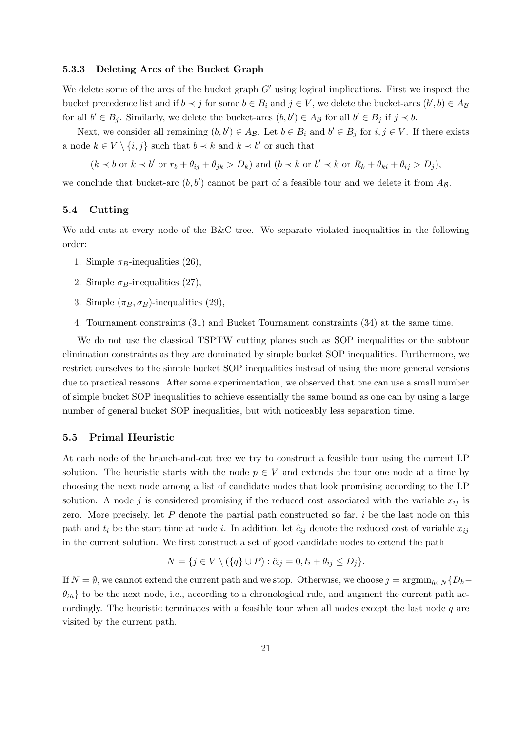#### 5.3.3 Deleting Arcs of the Bucket Graph

We delete some of the arcs of the bucket graph $G'$ using logical implications. First we inspect the bucket precedence list and if $b \prec j$ for some $b \in B_i$ and $j \in V$, we delete the bucket-arcs $(b', b) \in A_{\mathcal{B}}$ for all $b' \in B_j$. Similarly, we delete the bucket-arcs $(b, b') \in A_{\mathcal{B}}$ for all $b' \in B_j$ if $j \prec b$.

Next, we consider all remaining $(b, b') \in A_{\mathcal{B}}$. Let $b \in B_i$ and $b' \in B_j$ for $i, j \in V$. If there exists a node $k \in V \setminus \{i, j\}$ such that $b \prec k$ and $k \prec b'$ or such that

$$(k \prec b \text{ or } k \prec b' \text{ or } r_b + \theta_{ij} + \theta_{jk} > D_k) \text{ and } (b \prec k \text{ or } b' \prec k \text{ or } R_k + \theta_{ki} + \theta_{ij} > D_j),$$

we conclude that bucket-arc $(b, b')$ cannot be part of a feasible tour and we delete it from $A_{\mathcal{B}}$.

### 5.4 Cutting

We add cuts at every node of the B&C tree. We separate violated inequalities in the following order:

1. Simple $\pi_B$-inequalities (26),
2. Simple $\sigma_B$-inequalities (27),
3. Simple $(\pi_B, \sigma_B)$-inequalities (29),
4. Tournament constraints (31) and Bucket Tournament constraints (34) at the same time.

We do not use the classical TSPTW cutting planes such as SOP inequalities or the subtour elimination constraints as they are dominated by simple bucket SOP inequalities. Furthermore, we restrict ourselves to the simple bucket SOP inequalities instead of using the more general versions due to practical reasons. After some experimentation, we observed that one can use a small number of simple bucket SOP inequalities to achieve essentially the same bound as one can by using a large number of general bucket SOP inequalities, but with noticeably less separation time.

### 5.5 Primal Heuristic

At each node of the branch-and-cut tree we try to construct a feasible tour using the current LP solution. The heuristic starts with the node $p \in V$ and extends the tour one node at a time by choosing the next node among a list of candidate nodes that look promising according to the LP solution. A node $j$ is considered promising if the reduced cost associated with the variable $x_{ij}$ is zero. More precisely, let $P$ denote the partial path constructed so far, $i$ be the last node on this path and $t_i$ be the start time at node $i$. In addition, let $\hat{c}_{ij}$ denote the reduced cost of variable $x_{ij}$ in the current solution. We first construct a set of good candidate nodes to extend the path

$$N = \{j \in V \setminus (\{q\} \cup P) : \hat{c}_{ij} = 0, t_i + \theta_{ij} \leq D_j\}.$$

If $N = \emptyset$, we cannot extend the current path and we stop. Otherwise, we choose $j = \operatorname{argmin}_{h \in N}\{D_h - \theta_{ih}\}$ to be the next node, i.e., according to a chronological rule, and augment the current path accordingly. The heuristic terminates with a feasible tour when all nodes except the last node $q$ are visited by the current path.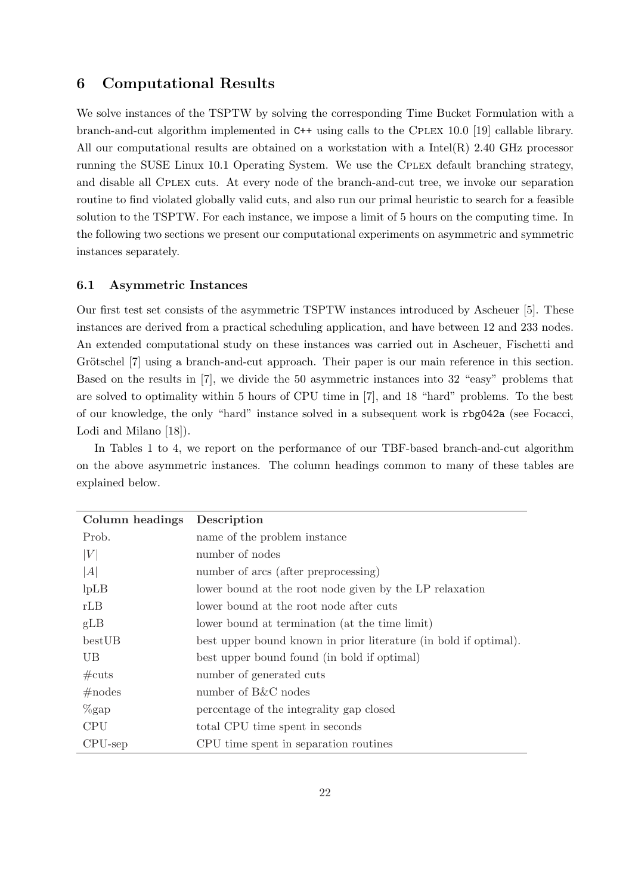## 6 Computational Results

We solve instances of the TSPTW by solving the corresponding Time Bucket Formulation with a branch-and-cut algorithm implemented in `C++` using calls to the CPLEX 10.0 [19] callable library. All our computational results are obtained on a workstation with a Intel(R) 2.40 GHz processor running the SUSE Linux 10.1 Operating System. We use the CPLEX default branching strategy, and disable all CPLEX cuts. At every node of the branch-and-cut tree, we invoke our separation routine to find violated globally valid cuts, and also run our primal heuristic to search for a feasible solution to the TSPTW. For each instance, we impose a limit of 5 hours on the computing time. In the following two sections we present our computational experiments on asymmetric and symmetric instances separately.

### 6.1 Asymmetric Instances

Our first test set consists of the asymmetric TSPTW instances introduced by Ascheuer [5]. These instances are derived from a practical scheduling application, and have between 12 and 233 nodes. An extended computational study on these instances was carried out in Ascheuer, Fischetti and Grötschel [7] using a branch-and-cut approach. Their paper is our main reference in this section. Based on the results in [7], we divide the 50 asymmetric instances into 32 "easy" problems that are solved to optimality within 5 hours of CPU time in [7], and 18 "hard" problems. To the best of our knowledge, the only "hard" instance solved in a subsequent work is `rbg042a` (see Focacci, Lodi and Milano [18]).

In Tables 1 to 4, we report on the performance of our TBF-based branch-and-cut algorithm on the above asymmetric instances. The column headings common to many of these tables are explained below.

| Column headings | Description |
|---|---|
| Prob. | name of the problem instance |
| $\lvert V \rvert$ | number of nodes |
| $\lvert A \rvert$ | number of arcs (after preprocessing) |
| lpLB | lower bound at the root node given by the LP relaxation |
| rLB | lower bound at the root node after cuts |
| gLB | lower bound at termination (at the time limit) |
| bestUB | best upper bound known in prior literature (in bold if optimal). |
| UB | best upper bound found (in bold if optimal) |
| #cuts | number of generated cuts |
| #nodes | number of B&C nodes |
| %gap | percentage of the integrality gap closed |
| CPU | total CPU time spent in seconds |
| CPU-sep | CPU time spent in separation routines |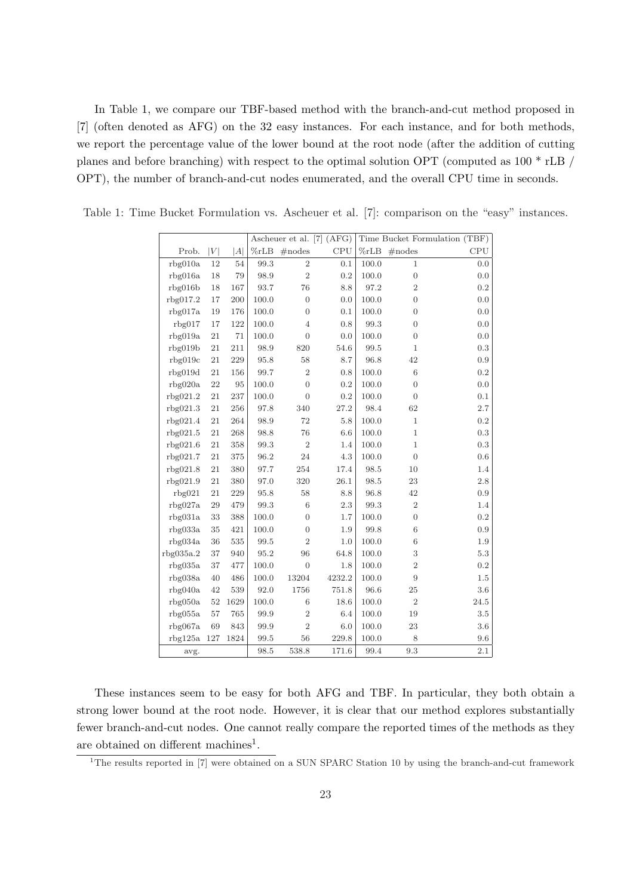In Table 1, we compare our TBF-based method with the branch-and-cut method proposed in [7] (often denoted as AFG) on the 32 easy instances. For each instance, and for both methods, we report the percentage value of the lower bound at the root node (after the addition of cutting planes and before branching) with respect to the optimal solution OPT (computed as 100 * rLB / OPT), the number of branch-and-cut nodes enumerated, and the overall CPU time in seconds.

Table 1: Time Bucket Formulation vs. Ascheuer et al. [7]: comparison on the "easy" instances.

| | | | Ascheuer et al. [7] (AFG) | | | Time Bucket Formulation (TBF) | | |
|---|---|---|---|---|---|---|---|---|
| Prob. | $\|V\|$ | $\|A\|$ | %rLB | #nodes | CPU | %rLB | #nodes | CPU |
| rbg010a | 12 | 54 | 99.3 | 2 | 0.1 | 100.0 | 1 | 0.0 |
| rbg016a | 18 | 79 | 98.9 | 2 | 0.2 | 100.0 | 0 | 0.0 |
| rbg016b | 18 | 167 | 93.7 | 76 | 8.8 | 97.2 | 2 | 0.2 |
| rbg017.2 | 17 | 200 | 100.0 | 0 | 0.0 | 100.0 | 0 | 0.0 |
| rbg017a | 19 | 176 | 100.0 | 0 | 0.1 | 100.0 | 0 | 0.0 |
| rbg017 | 17 | 122 | 100.0 | 4 | 0.8 | 99.3 | 0 | 0.0 |
| rbg019a | 21 | 71 | 100.0 | 0 | 0.0 | 100.0 | 0 | 0.0 |
| rbg019b | 21 | 211 | 98.9 | 820 | 54.6 | 99.5 | 1 | 0.3 |
| rbg019c | 21 | 229 | 95.8 | 58 | 8.7 | 96.8 | 42 | 0.9 |
| rbg019d | 21 | 156 | 99.7 | 2 | 0.8 | 100.0 | 6 | 0.2 |
| rbg020a | 22 | 95 | 100.0 | 0 | 0.2 | 100.0 | 0 | 0.0 |
| rbg021.2 | 21 | 237 | 100.0 | 0 | 0.2 | 100.0 | 0 | 0.1 |
| rbg021.3 | 21 | 256 | 97.8 | 340 | 27.2 | 98.4 | 62 | 2.7 |
| rbg021.4 | 21 | 264 | 98.9 | 72 | 5.8 | 100.0 | 1 | 0.2 |
| rbg021.5 | 21 | 268 | 98.8 | 76 | 6.6 | 100.0 | 1 | 0.3 |
| rbg021.6 | 21 | 358 | 99.3 | 2 | 1.4 | 100.0 | 1 | 0.3 |
| rbg021.7 | 21 | 375 | 96.2 | 24 | 4.3 | 100.0 | 0 | 0.6 |
| rbg021.8 | 21 | 380 | 97.7 | 254 | 17.4 | 98.5 | 10 | 1.4 |
| rbg021.9 | 21 | 380 | 97.0 | 320 | 26.1 | 98.5 | 23 | 2.8 |
| rbg021 | 21 | 229 | 95.8 | 58 | 8.8 | 96.8 | 42 | 0.9 |
| rbg027a | 29 | 479 | 99.3 | 6 | 2.3 | 99.3 | 2 | 1.4 |
| rbg031a | 33 | 388 | 100.0 | 0 | 1.7 | 100.0 | 0 | 0.2 |
| rbg033a | 35 | 421 | 100.0 | 0 | 1.9 | 99.8 | 6 | 0.9 |
| rbg034a | 36 | 535 | 99.5 | 2 | 1.0 | 100.0 | 6 | 1.9 |
| rbg035a.2 | 37 | 940 | 95.2 | 96 | 64.8 | 100.0 | 3 | 5.3 |
| rbg035a | 37 | 477 | 100.0 | 0 | 1.8 | 100.0 | 2 | 0.2 |
| rbg038a | 40 | 486 | 100.0 | 13204 | 4232.2 | 100.0 | 9 | 1.5 |
| rbg040a | 42 | 539 | 92.0 | 1756 | 751.8 | 96.6 | 25 | 3.6 |
| rbg050a | 52 | 1629 | 100.0 | 6 | 18.6 | 100.0 | 2 | 24.5 |
| rbg055a | 57 | 765 | 99.9 | 2 | 6.4 | 100.0 | 19 | 3.5 |
| rbg067a | 69 | 843 | 99.9 | 2 | 6.0 | 100.0 | 23 | 3.6 |
| rbg125a | 127 | 1824 | 99.5 | 56 | 229.8 | 100.0 | 8 | 9.6 |
| avg. | | | 98.5 | 538.8 | 171.6 | 99.4 | 9.3 | 2.1 |

These instances seem to be easy for both AFG and TBF. In particular, they both obtain a strong lower bound at the root node. However, it is clear that our method explores substantially fewer branch-and-cut nodes. One cannot really compare the reported times of the methods as they are obtained on different machines[1].

[1] The results reported in [7] were obtained on a SUN SPARC Station 10 by using the branch-and-cut framework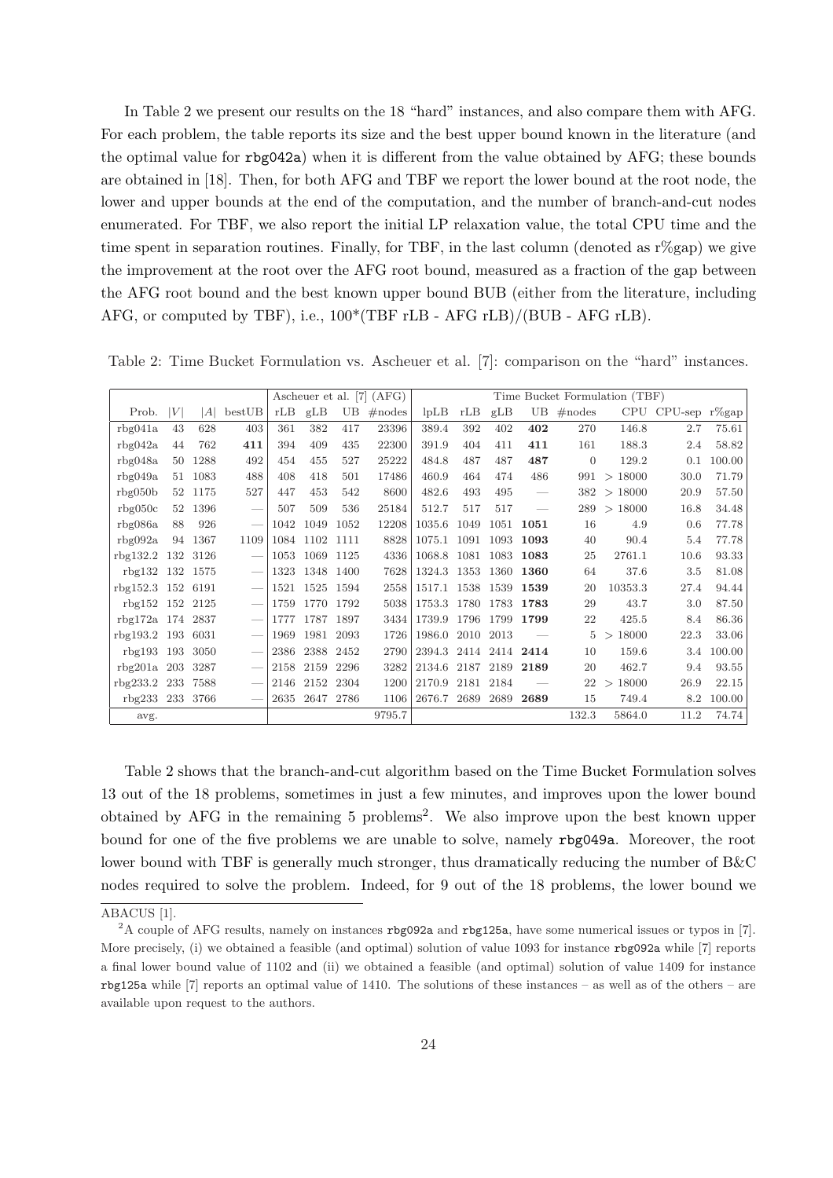In Table 2 we present our results on the 18 "hard" instances, and also compare them with AFG. For each problem, the table reports its size and the best upper bound known in the literature (and the optimal value for rbg042a) when it is different from the value obtained by AFG; these bounds are obtained in [18]. Then, for both AFG and TBF we report the lower bound at the root node, the lower and upper bounds at the end of the computation, and the number of branch-and-cut nodes enumerated. For TBF, we also report the initial LP relaxation value, the total CPU time and the time spent in separation routines. Finally, for TBF, in the last column (denoted as r%gap) we give the improvement at the root over the AFG root bound, measured as a fraction of the gap between the AFG root bound and the best known upper bound BUB (either from the literature, including AFG, or computed by TBF), i.e., 100*(TBF rLB - AFG rLB)/(BUB - AFG rLB).

Table 2: Time Bucket Formulation vs. Ascheuer et al. [7]: comparison on the "hard" instances.

| | | | | Ascheuer et al. [7] (AFG) | | | | Time Bucket Formulation (TBF) | | | | | | | |
|---|---|---|---|---|---|---|---|---|---|---|---|---|---|---|---|
| Prob. | $\|V\|$ | $\|A\|$ | bestUB | rLB | gLB | UB | #nodes | lpLB | rLB | gLB | UB | #nodes | CPU | CPU-sep | r%gap |
| rbg041a | 43 | 628 | 403 | 361 | 382 | 417 | 23396 | 389.4 | 392 | 402 | **402** | 270 | 146.8 | 2.7 | 75.61 |
| rbg042a | 44 | 762 | **411** | 394 | 409 | 435 | 22300 | 391.9 | 404 | 411 | **411** | 161 | 188.3 | 2.4 | 58.82 |
| rbg048a | 50 | 1288 | 492 | 454 | 455 | 527 | 25222 | 484.8 | 487 | 487 | **487** | 0 | 129.2 | 0.1 | 100.00 |
| rbg049a | 51 | 1083 | 488 | 408 | 418 | 501 | 17486 | 460.9 | 464 | 474 | 486 | 991 | > 18000 | 30.0 | 71.79 |
| rbg050b | 52 | 1175 | 527 | 447 | 453 | 542 | 8600 | 482.6 | 493 | 495 | — | 382 | > 18000 | 20.9 | 57.50 |
| rbg050c | 52 | 1396 | — | 507 | 509 | 536 | 25184 | 512.7 | 517 | 517 | — | 289 | > 18000 | 16.8 | 34.48 |
| rbg086a | 88 | 926 | — | 1042 | 1049 | 1052 | 12208 | 1035.6 | 1049 | 1051 | **1051** | 16 | 4.9 | 0.6 | 77.78 |
| rbg092a | 94 | 1367 | 1109 | 1084 | 1102 | 1111 | 8828 | 1075.1 | 1091 | 1093 | **1093** | 40 | 90.4 | 5.4 | 77.78 |
| rbg132.2 | 132 | 3126 | — | 1053 | 1069 | 1125 | 4336 | 1068.8 | 1081 | 1083 | **1083** | 25 | 2761.1 | 10.6 | 93.33 |
| rbg132 | 132 | 1575 | — | 1323 | 1348 | 1400 | 7628 | 1324.3 | 1353 | 1360 | **1360** | 64 | 37.6 | 3.5 | 81.08 |
| rbg152.3 | 152 | 6191 | — | 1521 | 1525 | 1594 | 2558 | 1517.1 | 1538 | 1539 | **1539** | 20 | 10353.3 | 27.4 | 94.44 |
| rbg152 | 152 | 2125 | — | 1759 | 1770 | 1792 | 5038 | 1753.3 | 1780 | 1783 | **1783** | 29 | 43.7 | 3.0 | 87.50 |
| rbg172a | 174 | 2837 | — | 1777 | 1787 | 1897 | 3434 | 1739.9 | 1796 | 1799 | **1799** | 22 | 425.5 | 8.4 | 86.36 |
| rbg193.2 | 193 | 6031 | — | 1969 | 1981 | 2093 | 1726 | 1986.0 | 2010 | 2013 | — | 5 | > 18000 | 22.3 | 33.06 |
| rbg193 | 193 | 3050 | — | 2386 | 2388 | 2452 | 2790 | 2394.3 | 2414 | 2414 | **2414** | 10 | 159.6 | 3.4 | 100.00 |
| rbg201a | 203 | 3287 | — | 2158 | 2159 | 2296 | 3282 | 2134.6 | 2187 | 2189 | **2189** | 20 | 462.7 | 9.4 | 93.55 |
| rbg233.2 | 233 | 7588 | — | 2146 | 2152 | 2304 | 1200 | 2170.9 | 2181 | 2184 | — | 22 | > 18000 | 26.9 | 22.15 |
| rbg233 | 233 | 3766 | — | 2635 | 2647 | 2786 | 1106 | 2676.7 | 2689 | 2689 | **2689** | 15 | 749.4 | 8.2 | 100.00 |
| avg. | | | | | | | 9795.7 | | | | | 132.3 | 5864.0 | 11.2 | 74.74 |

Table 2 shows that the branch-and-cut algorithm based on the Time Bucket Formulation solves 13 out of the 18 problems, sometimes in just a few minutes, and improves upon the lower bound obtained by AFG in the remaining 5 problems[2]. We also improve upon the best known upper bound for one of the five problems we are unable to solve, namely rbg049a. Moreover, the root lower bound with TBF is generally much stronger, thus dramatically reducing the number of B&C nodes required to solve the problem. Indeed, for 9 out of the 18 problems, the lower bound we

ABACUS [1].

[2] A couple of AFG results, namely on instances rbg092a and rbg125a, have some numerical issues or typos in [7]. More precisely, (i) we obtained a feasible (and optimal) solution of value 1093 for instance rbg092a while [7] reports a final lower bound value of 1102 and (ii) we obtained a feasible (and optimal) solution of value 1409 for instance rbg125a while [7] reports an optimal value of 1410. The solutions of these instances – as well as of the others – are available upon request to the authors.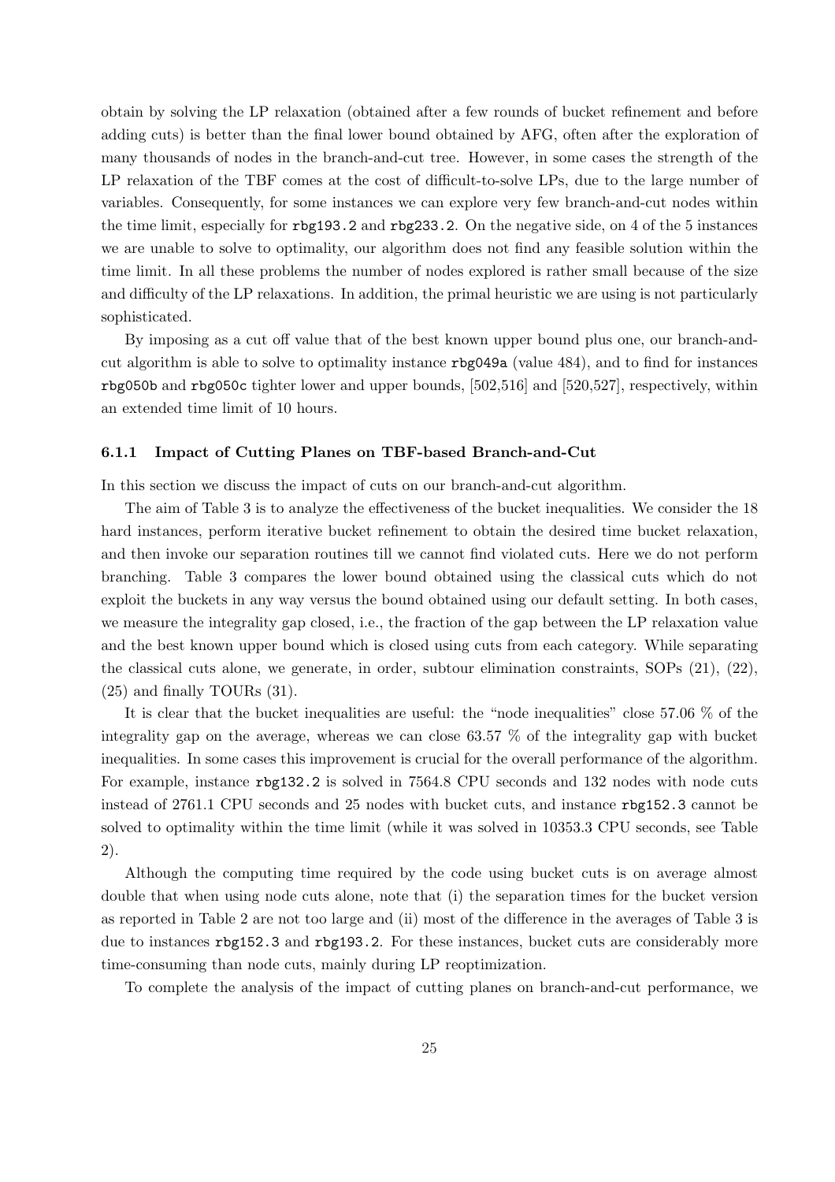obtain by solving the LP relaxation (obtained after a few rounds of bucket refinement and before adding cuts) is better than the final lower bound obtained by AFG, often after the exploration of many thousands of nodes in the branch-and-cut tree. However, in some cases the strength of the LP relaxation of the TBF comes at the cost of difficult-to-solve LPs, due to the large number of variables. Consequently, for some instances we can explore very few branch-and-cut nodes within the time limit, especially for `rbg193.2` and `rbg233.2`. On the negative side, on 4 of the 5 instances we are unable to solve to optimality, our algorithm does not find any feasible solution within the time limit. In all these problems the number of nodes explored is rather small because of the size and difficulty of the LP relaxations. In addition, the primal heuristic we are using is not particularly sophisticated.

By imposing as a cut off value that of the best known upper bound plus one, our branch-and-cut algorithm is able to solve to optimality instance `rbg049a` (value 484), and to find for instances `rbg050b` and `rbg050c` tighter lower and upper bounds, [502,516] and [520,527], respectively, within an extended time limit of 10 hours.

### 6.1.1 Impact of Cutting Planes on TBF-based Branch-and-Cut

In this section we discuss the impact of cuts on our branch-and-cut algorithm.

The aim of Table 3 is to analyze the effectiveness of the bucket inequalities. We consider the 18 hard instances, perform iterative bucket refinement to obtain the desired time bucket relaxation, and then invoke our separation routines till we cannot find violated cuts. Here we do not perform branching. Table 3 compares the lower bound obtained using the classical cuts which do not exploit the buckets in any way versus the bound obtained using our default setting. In both cases, we measure the integrality gap closed, i.e., the fraction of the gap between the LP relaxation value and the best known upper bound which is closed using cuts from each category. While separating the classical cuts alone, we generate, in order, subtour elimination constraints, SOPs (21), (22), (25) and finally TOURs (31).

It is clear that the bucket inequalities are useful: the "node inequalities" close 57.06 % of the integrality gap on the average, whereas we can close 63.57 % of the integrality gap with bucket inequalities. In some cases this improvement is crucial for the overall performance of the algorithm. For example, instance `rbg132.2` is solved in 7564.8 CPU seconds and 132 nodes with node cuts instead of 2761.1 CPU seconds and 25 nodes with bucket cuts, and instance `rbg152.3` cannot be solved to optimality within the time limit (while it was solved in 10353.3 CPU seconds, see Table 2).

Although the computing time required by the code using bucket cuts is on average almost double that when using node cuts alone, note that (i) the separation times for the bucket version as reported in Table 2 are not too large and (ii) most of the difference in the averages of Table 3 is due to instances `rbg152.3` and `rbg193.2`. For these instances, bucket cuts are considerably more time-consuming than node cuts, mainly during LP reoptimization.

To complete the analysis of the impact of cutting planes on branch-and-cut performance, we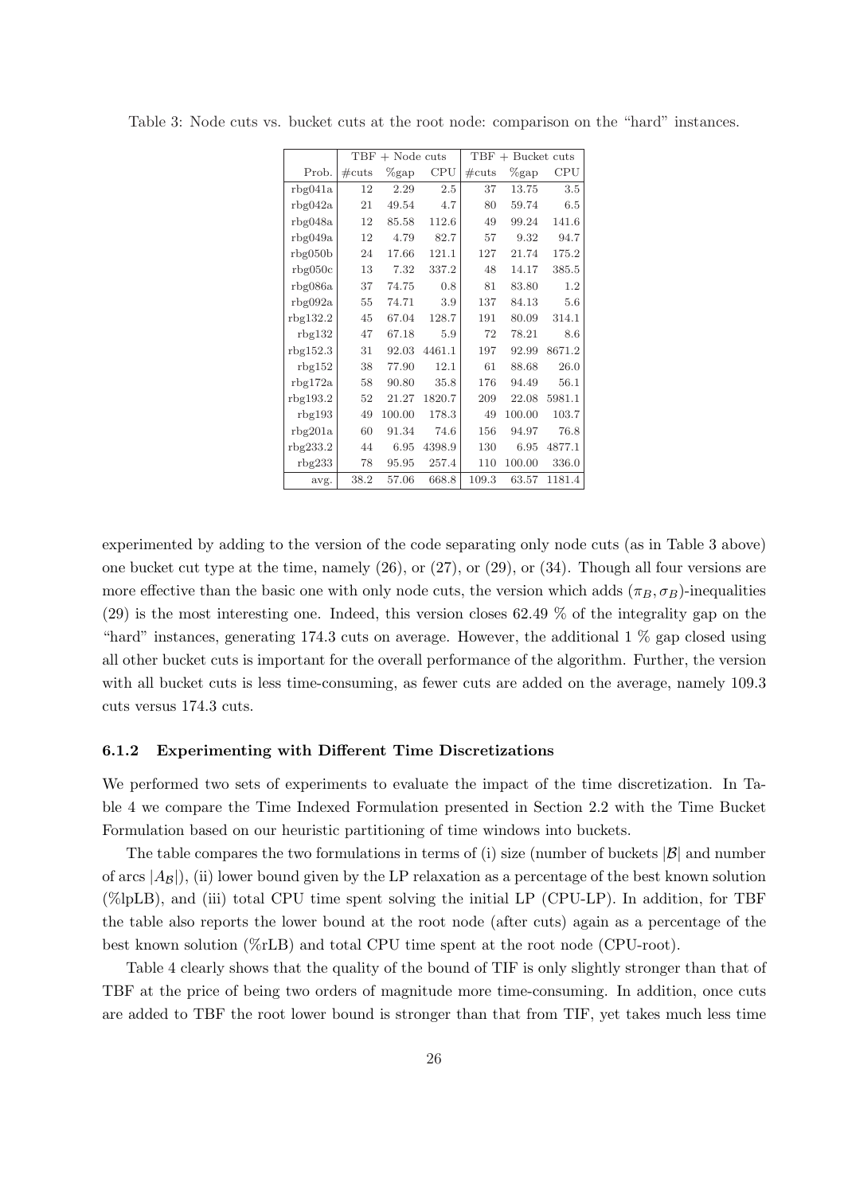Table 3: Node cuts vs. bucket cuts at the root node: comparison on the "hard" instances.

| | TBF + Node cuts | | | TBF + Bucket cuts | | |
|---|---|---|---|---|---|---|
| Prob. | #cuts | %gap | CPU | #cuts | %gap | CPU |
| rbg041a | 12 | 2.29 | 2.5 | 37 | 13.75 | 3.5 |
| rbg042a | 21 | 49.54 | 4.7 | 80 | 59.74 | 6.5 |
| rbg048a | 12 | 85.58 | 112.6 | 49 | 99.24 | 141.6 |
| rbg049a | 12 | 4.79 | 82.7 | 57 | 9.32 | 94.7 |
| rbg050b | 24 | 17.66 | 121.1 | 127 | 21.74 | 175.2 |
| rbg050c | 13 | 7.32 | 337.2 | 48 | 14.17 | 385.5 |
| rbg086a | 37 | 74.75 | 0.8 | 81 | 83.80 | 1.2 |
| rbg092a | 55 | 74.71 | 3.9 | 137 | 84.13 | 5.6 |
| rbg132.2 | 45 | 67.04 | 128.7 | 191 | 80.09 | 314.1 |
| rbg132 | 47 | 67.18 | 5.9 | 72 | 78.21 | 8.6 |
| rbg152.3 | 31 | 92.03 | 4461.1 | 197 | 92.99 | 8671.2 |
| rbg152 | 38 | 77.90 | 12.1 | 61 | 88.68 | 26.0 |
| rbg172a | 58 | 90.80 | 35.8 | 176 | 94.49 | 56.1 |
| rbg193.2 | 52 | 21.27 | 1820.7 | 209 | 22.08 | 5981.1 |
| rbg193 | 49 | 100.00 | 178.3 | 49 | 100.00 | 103.7 |
| rbg201a | 60 | 91.34 | 74.6 | 156 | 94.97 | 76.8 |
| rbg233.2 | 44 | 6.95 | 4398.9 | 130 | 6.95 | 4877.1 |
| rbg233 | 78 | 95.95 | 257.4 | 110 | 100.00 | 336.0 |
| avg. | 38.2 | 57.06 | 668.8 | 109.3 | 63.57 | 1181.4 |

experimented by adding to the version of the code separating only node cuts (as in Table 3 above) one bucket cut type at the time, namely (26), or (27), or (29), or (34). Though all four versions are more effective than the basic one with only node cuts, the version which adds $(\pi_B, \sigma_B)$-inequalities (29) is the most interesting one. Indeed, this version closes 62.49 % of the integrality gap on the "hard" instances, generating 174.3 cuts on average. However, the additional 1 % gap closed using all other bucket cuts is important for the overall performance of the algorithm. Further, the version with all bucket cuts is less time-consuming, as fewer cuts are added on the average, namely 109.3 cuts versus 174.3 cuts.

### 6.1.2 Experimenting with Different Time Discretizations

We performed two sets of experiments to evaluate the impact of the time discretization. In Table 4 we compare the Time Indexed Formulation presented in Section 2.2 with the Time Bucket Formulation based on our heuristic partitioning of time windows into buckets.

The table compares the two formulations in terms of (i) size (number of buckets $|\mathcal{B}|$ and number of arcs $|A_{\mathcal{B}}|$), (ii) lower bound given by the LP relaxation as a percentage of the best known solution (%lpLB), and (iii) total CPU time spent solving the initial LP (CPU-LP). In addition, for TBF the table also reports the lower bound at the root node (after cuts) again as a percentage of the best known solution (%rLB) and total CPU time spent at the root node (CPU-root).

Table 4 clearly shows that the quality of the bound of TIF is only slightly stronger than that of TBF at the price of being two orders of magnitude more time-consuming. In addition, once cuts are added to TBF the root lower bound is stronger than that from TIF, yet takes much less time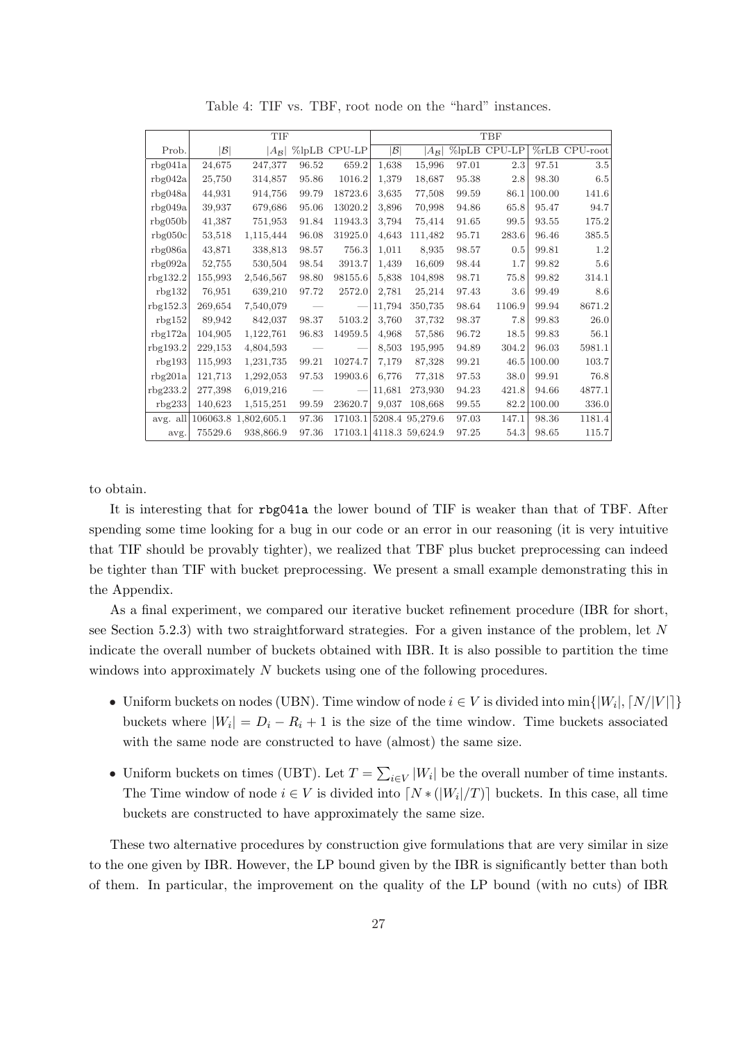Table 4: TIF vs. TBF, root node on the "hard" instances.

| | TIF | | | | TBF | | | | | |
|---|---|---|---|---|---|---|---|---|---|---|
| Prob. | $\lvert\mathcal{B}\rvert$ | $\lvert A_{\mathcal{B}}\rvert$ | %lpLB | CPU-LP | $\lvert\mathcal{B}\rvert$ | $\lvert A_{\mathcal{B}}\rvert$ | %lpLB | CPU-LP | %rLB | CPU-root |
| rbg041a | 24,675 | 247,377 | 96.52 | 659.2 | 1,638 | 15,996 | 97.01 | 2.3 | 97.51 | 3.5 |
| rbg042a | 25,750 | 314,857 | 95.86 | 1016.2 | 1,379 | 18,687 | 95.38 | 2.8 | 98.30 | 6.5 |
| rbg048a | 44,931 | 914,756 | 99.79 | 18723.6 | 3,635 | 77,508 | 99.59 | 86.1 | 100.00 | 141.6 |
| rbg049a | 39,937 | 679,686 | 95.06 | 13020.2 | 3,896 | 70,998 | 94.86 | 65.8 | 95.47 | 94.7 |
| rbg050b | 41,387 | 751,953 | 91.84 | 11943.3 | 3,794 | 75,414 | 91.65 | 99.5 | 93.55 | 175.2 |
| rbg050c | 53,518 | 1,115,444 | 96.08 | 31925.0 | 4,643 | 111,482 | 95.71 | 283.6 | 96.46 | 385.5 |
| rbg086a | 43,871 | 338,813 | 98.57 | 756.3 | 1,011 | 8,935 | 98.57 | 0.5 | 99.81 | 1.2 |
| rbg092a | 52,755 | 530,504 | 98.54 | 3913.7 | 1,439 | 16,609 | 98.44 | 1.7 | 99.82 | 5.6 |
| rbg132.2 | 155,993 | 2,546,567 | 98.80 | 98155.6 | 5,838 | 104,898 | 98.71 | 75.8 | 99.82 | 314.1 |
| rbg132 | 76,951 | 639,210 | 97.72 | 2572.0 | 2,781 | 25,214 | 97.43 | 3.6 | 99.49 | 8.6 |
| rbg152.3 | 269,654 | 7,540,079 | — | — | 11,794 | 350,735 | 98.64 | 1106.9 | 99.94 | 8671.2 |
| rbg152 | 89,942 | 842,037 | 98.37 | 5103.2 | 3,760 | 37,732 | 98.37 | 7.8 | 99.83 | 26.0 |
| rbg172a | 104,905 | 1,122,761 | 96.83 | 14959.5 | 4,968 | 57,586 | 96.72 | 18.5 | 99.83 | 56.1 |
| rbg193.2 | 229,153 | 4,804,593 | — | — | 8,503 | 195,995 | 94.89 | 304.2 | 96.03 | 5981.1 |
| rbg193 | 115,993 | 1,231,735 | 99.21 | 10274.7 | 7,179 | 87,328 | 99.21 | 46.5 | 100.00 | 103.7 |
| rbg201a | 121,713 | 1,292,053 | 97.53 | 19903.6 | 6,776 | 77,318 | 97.53 | 38.0 | 99.91 | 76.8 |
| rbg233.2 | 277,398 | 6,019,216 | — | — | 11,681 | 273,930 | 94.23 | 421.8 | 94.66 | 4877.1 |
| rbg233 | 140,623 | 1,515,251 | 99.59 | 23620.7 | 9,037 | 108,668 | 99.55 | 82.2 | 100.00 | 336.0 |
| avg. all | 106063.8 | 1,802,605.1 | 97.36 | 17103.1 | 5208.4 | 95,279.6 | 97.03 | 147.1 | 98.36 | 1181.4 |
| avg. | 75529.6 | 938,866.9 | 97.36 | 17103.1 | 4118.3 | 59,624.9 | 97.25 | 54.3 | 98.65 | 115.7 |

to obtain.

It is interesting that for **rbg041a** the lower bound of TIF is weaker than that of TBF. After spending some time looking for a bug in our code or an error in our reasoning (it is very intuitive that TIF should be provably tighter), we realized that TBF plus bucket preprocessing can indeed be tighter than TIF with bucket preprocessing. We present a small example demonstrating this in the Appendix.

As a final experiment, we compared our iterative bucket refinement procedure (IBR for short, see Section 5.2.3) with two straightforward strategies. For a given instance of the problem, let $N$ indicate the overall number of buckets obtained with IBR. It is also possible to partition the time windows into approximately $N$ buckets using one of the following procedures.

- Uniform buckets on nodes (UBN). Time window of node $i \in V$ is divided into $\min\{|W_i|, \lceil N/|V| \rceil\}$ buckets where $|W_i| = D_i - R_i + 1$ is the size of the time window. Time buckets associated with the same node are constructed to have (almost) the same size.
- Uniform buckets on times (UBT). Let $T = \sum_{i \in V} |W_i|$ be the overall number of time instants. The Time window of node $i \in V$ is divided into $\lceil N * (|W_i|/T) \rceil$ buckets. In this case, all time buckets are constructed to have approximately the same size.

These two alternative procedures by construction give formulations that are very similar in size to the one given by IBR. However, the LP bound given by the IBR is significantly better than both of them. In particular, the improvement on the quality of the LP bound (with no cuts) of IBR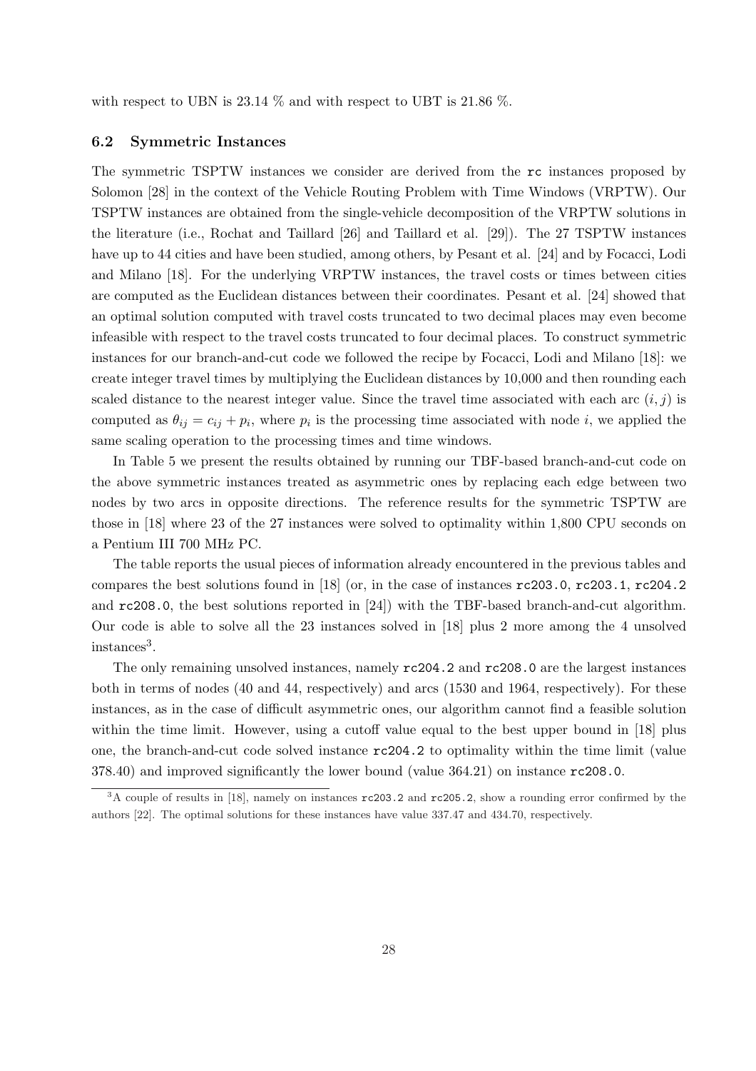with respect to UBN is 23.14 % and with respect to UBT is 21.86 %.

### 6.2 Symmetric Instances

The symmetric TSPTW instances we consider are derived from the `rc` instances proposed by Solomon [28] in the context of the Vehicle Routing Problem with Time Windows (VRPTW). Our TSPTW instances are obtained from the single-vehicle decomposition of the VRPTW solutions in the literature (i.e., Rochat and Taillard [26] and Taillard et al. [29]). The 27 TSPTW instances have up to 44 cities and have been studied, among others, by Pesant et al. [24] and by Focacci, Lodi and Milano [18]. For the underlying VRPTW instances, the travel costs or times between cities are computed as the Euclidean distances between their coordinates. Pesant et al. [24] showed that an optimal solution computed with travel costs truncated to two decimal places may even become infeasible with respect to the travel costs truncated to four decimal places. To construct symmetric instances for our branch-and-cut code we followed the recipe by Focacci, Lodi and Milano [18]: we create integer travel times by multiplying the Euclidean distances by 10,000 and then rounding each scaled distance to the nearest integer value. Since the travel time associated with each arc $(i, j)$ is computed as $\theta_{ij} = c_{ij} + p_i$, where $p_i$ is the processing time associated with node $i$, we applied the same scaling operation to the processing times and time windows.

In Table 5 we present the results obtained by running our TBF-based branch-and-cut code on the above symmetric instances treated as asymmetric ones by replacing each edge between two nodes by two arcs in opposite directions. The reference results for the symmetric TSPTW are those in [18] where 23 of the 27 instances were solved to optimality within 1,800 CPU seconds on a Pentium III 700 MHz PC.

The table reports the usual pieces of information already encountered in the previous tables and compares the best solutions found in [18] (or, in the case of instances `rc203.0`, `rc203.1`, `rc204.2` and `rc208.0`, the best solutions reported in [24]) with the TBF-based branch-and-cut algorithm. Our code is able to solve all the 23 instances solved in [18] plus 2 more among the 4 unsolved instances[3].

The only remaining unsolved instances, namely `rc204.2` and `rc208.0` are the largest instances both in terms of nodes (40 and 44, respectively) and arcs (1530 and 1964, respectively). For these instances, as in the case of difficult asymmetric ones, our algorithm cannot find a feasible solution within the time limit. However, using a cutoff value equal to the best upper bound in [18] plus one, the branch-and-cut code solved instance `rc204.2` to optimality within the time limit (value 378.40) and improved significantly the lower bound (value 364.21) on instance `rc208.0`.

---

[3] A couple of results in [18], namely on instances `rc203.2` and `rc205.2`, show a rounding error confirmed by the authors [22]. The optimal solutions for these instances have value 337.47 and 434.70, respectively.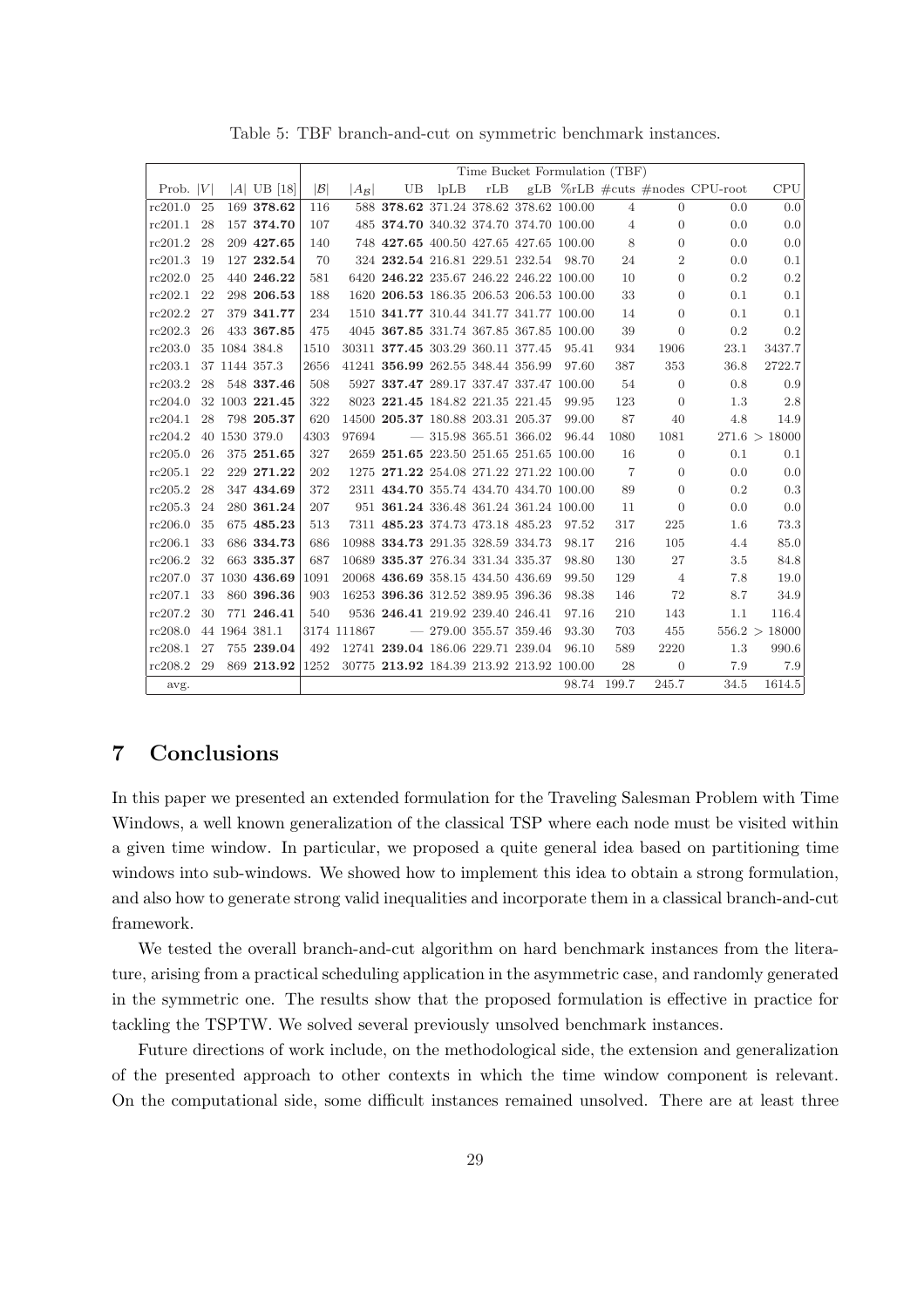Table 5: TBF branch-and-cut on symmetric benchmark instances.

| | | | | Time Bucket Formulation (TBF) | | | | | | | | | | |
|---|---|---|---|---|---|---|---|---|---|---|---|---|---|---|
| Prob. | $\|V\|$ | $\|A\|$ | UB [18] | $\|\mathcal{B}\|$ | $\|A_{\mathcal{B}}\|$ | UB | lpLB | rLB | gLB | %rLB | #cuts | #nodes | CPU-root | CPU |
| rc201.0 | 25 | 169 | **378.62** | 116 | 588 | **378.62** | 371.24 | 378.62 | 378.62 | 100.00 | 4 | 0 | 0.0 | 0.0 |
| rc201.1 | 28 | 157 | **374.70** | 107 | 485 | **374.70** | 340.32 | 374.70 | 374.70 | 100.00 | 4 | 0 | 0.0 | 0.0 |
| rc201.2 | 28 | 209 | **427.65** | 140 | 748 | **427.65** | 400.50 | 427.65 | 427.65 | 100.00 | 8 | 0 | 0.0 | 0.0 |
| rc201.3 | 19 | 127 | **232.54** | 70 | 324 | **232.54** | 216.81 | 229.51 | 232.54 | 98.70 | 24 | 2 | 0.0 | 0.1 |
| rc202.0 | 25 | 440 | **246.22** | 581 | 6420 | **246.22** | 235.67 | 246.22 | 246.22 | 100.00 | 10 | 0 | 0.2 | 0.2 |
| rc202.1 | 22 | 298 | **206.53** | 188 | 1620 | **206.53** | 186.35 | 206.53 | 206.53 | 100.00 | 33 | 0 | 0.1 | 0.1 |
| rc202.2 | 27 | 379 | **341.77** | 234 | 1510 | **341.77** | 310.44 | 341.77 | 341.77 | 100.00 | 14 | 0 | 0.1 | 0.1 |
| rc202.3 | 26 | 433 | **367.85** | 475 | 4045 | **367.85** | 331.74 | 367.85 | 367.85 | 100.00 | 39 | 0 | 0.2 | 0.2 |
| rc203.0 | 35 | 1084 | 384.8 | 1510 | 30311 | **377.45** | 303.29 | 360.11 | 377.45 | 95.41 | 934 | 1906 | 23.1 | 3437.7 |
| rc203.1 | 37 | 1144 | 357.3 | 2656 | 41241 | **356.99** | 262.55 | 348.44 | 356.99 | 97.60 | 387 | 353 | 36.8 | 2722.7 |
| rc203.2 | 28 | 548 | **337.46** | 508 | 5927 | **337.47** | 289.17 | 337.47 | 337.47 | 100.00 | 54 | 0 | 0.8 | 0.9 |
| rc204.0 | 32 | 1003 | **221.45** | 322 | 8023 | **221.45** | 184.82 | 221.35 | 221.45 | 99.95 | 123 | 0 | 1.3 | 2.8 |
| rc204.1 | 28 | 798 | **205.37** | 620 | 14500 | **205.37** | 180.88 | 203.31 | 205.37 | 99.00 | 87 | 40 | 4.8 | 14.9 |
| rc204.2 | 40 | 1530 | 379.0 | 4303 | 97694 | — | 315.98 | 365.51 | 366.02 | 96.44 | 1080 | 1081 | 271.6 | > 18000 |
| rc205.0 | 26 | 375 | **251.65** | 327 | 2659 | **251.65** | 223.50 | 251.65 | 251.65 | 100.00 | 16 | 0 | 0.1 | 0.1 |
| rc205.1 | 22 | 229 | **271.22** | 202 | 1275 | **271.22** | 254.08 | 271.22 | 271.22 | 100.00 | 7 | 0 | 0.0 | 0.0 |
| rc205.2 | 28 | 347 | **434.69** | 372 | 2311 | **434.70** | 355.74 | 434.70 | 434.70 | 100.00 | 89 | 0 | 0.2 | 0.3 |
| rc205.3 | 24 | 280 | **361.24** | 207 | 951 | **361.24** | 336.48 | 361.24 | 361.24 | 100.00 | 11 | 0 | 0.0 | 0.0 |
| rc206.0 | 35 | 675 | **485.23** | 513 | 7311 | **485.23** | 374.73 | 473.18 | 485.23 | 97.52 | 317 | 225 | 1.6 | 73.3 |
| rc206.1 | 33 | 686 | **334.73** | 686 | 10988 | **334.73** | 291.35 | 328.59 | 334.73 | 98.17 | 216 | 105 | 4.4 | 85.0 |
| rc206.2 | 32 | 663 | **335.37** | 687 | 10689 | **335.37** | 276.34 | 331.34 | 335.37 | 98.80 | 130 | 27 | 3.5 | 84.8 |
| rc207.0 | 37 | 1030 | **436.69** | 1091 | 20068 | **436.69** | 358.15 | 434.50 | 436.69 | 99.50 | 129 | 4 | 7.8 | 19.0 |
| rc207.1 | 33 | 860 | **396.36** | 903 | 16253 | **396.36** | 312.55 | 389.95 | 396.36 | 98.38 | 146 | 72 | 8.7 | 34.9 |
| rc207.2 | 30 | 771 | **246.41** | 540 | 9536 | **246.41** | 219.92 | 239.40 | 246.41 | 97.16 | 210 | 143 | 1.1 | 116.4 |
| rc208.0 | 44 | 1964 | 381.1 | 3174 | 111867 | — | 279.00 | 355.57 | 359.46 | 93.30 | 703 | 455 | 556.2 | > 18000 |
| rc208.1 | 27 | 755 | **239.04** | 492 | 12741 | **239.04** | 186.06 | 229.71 | 239.04 | 96.10 | 589 | 2220 | 1.3 | 990.6 |
| rc208.2 | 29 | 869 | **213.92** | 1252 | 30775 | **213.92** | 184.39 | 213.92 | 213.92 | 100.00 | 28 | 0 | 7.9 | 7.9 |
| avg. | | | | | | | | | | 98.74 | 199.7 | 245.7 | 34.5 | 1614.5 |

## 7 Conclusions

In this paper we presented an extended formulation for the Traveling Salesman Problem with Time Windows, a well known generalization of the classical TSP where each node must be visited within a given time window. In particular, we proposed a quite general idea based on partitioning time windows into sub-windows. We showed how to implement this idea to obtain a strong formulation, and also how to generate strong valid inequalities and incorporate them in a classical branch-and-cut framework.

We tested the overall branch-and-cut algorithm on hard benchmark instances from the literature, arising from a practical scheduling application in the asymmetric case, and randomly generated in the symmetric one. The results show that the proposed formulation is effective in practice for tackling the TSPTW. We solved several previously unsolved benchmark instances.

Future directions of work include, on the methodological side, the extension and generalization of the presented approach to other contexts in which the time window component is relevant. On the computational side, some difficult instances remained unsolved. There are at least three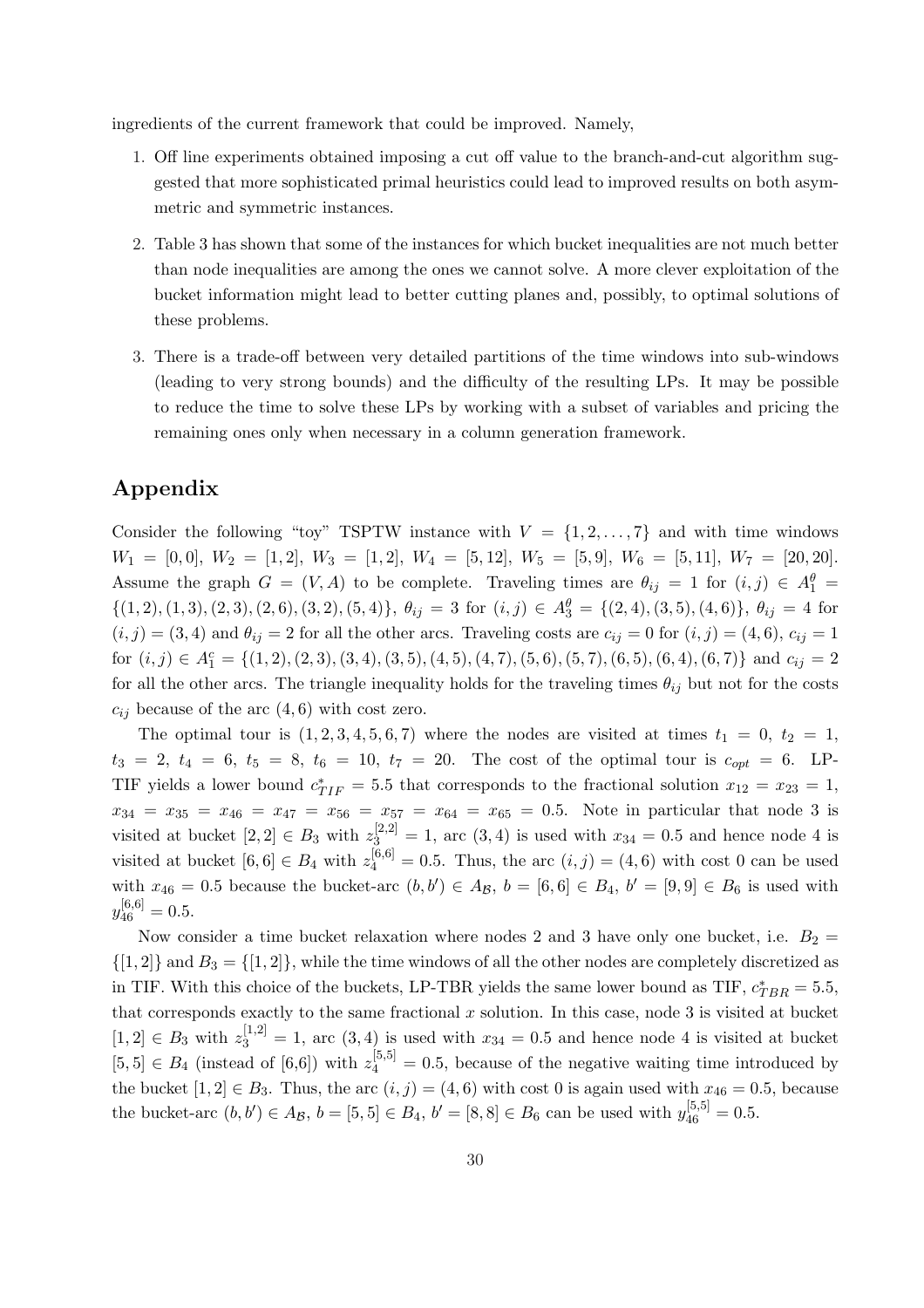ingredients of the current framework that could be improved. Namely,

1. Off line experiments obtained imposing a cut off value to the branch-and-cut algorithm suggested that more sophisticated primal heuristics could lead to improved results on both asymmetric and symmetric instances.
2. Table 3 has shown that some of the instances for which bucket inequalities are not much better than node inequalities are among the ones we cannot solve. A more clever exploitation of the bucket information might lead to better cutting planes and, possibly, to optimal solutions of these problems.
3. There is a trade-off between very detailed partitions of the time windows into sub-windows (leading to very strong bounds) and the difficulty of the resulting LPs. It may be possible to reduce the time to solve these LPs by working with a subset of variables and pricing the remaining ones only when necessary in a column generation framework.

## Appendix

Consider the following "toy" TSPTW instance with $V = \{1, 2, \dots, 7\}$ and with time windows $W_1 = [0, 0]$, $W_2 = [1, 2]$, $W_3 = [1, 2]$, $W_4 = [5, 12]$, $W_5 = [5, 9]$, $W_6 = [5, 11]$, $W_7 = [20, 20]$. Assume the graph $G = (V, A)$ to be complete. Traveling times are $\theta_{ij} = 1$ for $(i, j) \in A_1^{\theta} = \{(1, 2), (1, 3), (2, 3), (2, 6), (3, 2), (5, 4)\}$, $\theta_{ij} = 3$ for $(i, j) \in A_3^{\theta} = \{(2, 4), (3, 5), (4, 6)\}$, $\theta_{ij} = 4$ for $(i, j) = (3, 4)$ and $\theta_{ij} = 2$ for all the other arcs. Traveling costs are $c_{ij} = 0$ for $(i, j) = (4, 6)$, $c_{ij} = 1$ for $(i, j) \in A_1^c = \{(1, 2), (2, 3), (3, 4), (3, 5), (4, 5), (4, 7), (5, 6), (5, 7), (6, 5), (6, 4), (6, 7)\}$ and $c_{ij} = 2$ for all the other arcs. The triangle inequality holds for the traveling times $\theta_{ij}$ but not for the costs $c_{ij}$ because of the arc $(4, 6)$ with cost zero.

The optimal tour is $(1, 2, 3, 4, 5, 6, 7)$ where the nodes are visited at times $t_1 = 0$, $t_2 = 1$, $t_3 = 2$, $t_4 = 6$, $t_5 = 8$, $t_6 = 10$, $t_7 = 20$. The cost of the optimal tour is $c_{opt} = 6$. LP-TIF yields a lower bound $c^*_{TIF} = 5.5$ that corresponds to the fractional solution $x_{12} = x_{23} = 1$, $x_{34} = x_{35} = x_{46} = x_{47} = x_{56} = x_{57} = x_{64} = x_{65} = 0.5$. Note in particular that node 3 is visited at bucket $[2, 2] \in B_3$ with $z_3^{[2,2]} = 1$, arc $(3, 4)$ is used with $x_{34} = 0.5$ and hence node 4 is visited at bucket $[6, 6] \in B_4$ with $z_4^{[6,6]} = 0.5$. Thus, the arc $(i, j) = (4, 6)$ with cost 0 can be used with $x_{46} = 0.5$ because the bucket-arc $(b, b') \in A_{\mathcal{B}}$, $b = [6, 6] \in B_4$, $b' = [9, 9] \in B_6$ is used with $y_{46}^{[6,6]} = 0.5$.

Now consider a time bucket relaxation where nodes 2 and 3 have only one bucket, i.e. $B_2 = \{[1, 2]\}$ and $B_3 = \{[1, 2]\}$, while the time windows of all the other nodes are completely discretized as in TIF. With this choice of the buckets, LP-TBR yields the same lower bound as TIF, $c^*_{TBR} = 5.5$, that corresponds exactly to the same fractional $x$ solution. In this case, node 3 is visited at bucket $[1, 2] \in B_3$ with $z_3^{[1,2]} = 1$, arc $(3, 4)$ is used with $x_{34} = 0.5$ and hence node 4 is visited at bucket $[5, 5] \in B_4$ (instead of $[6,6]$) with $z_4^{[5,5]} = 0.5$, because of the negative waiting time introduced by the bucket $[1, 2] \in B_3$. Thus, the arc $(i, j) = (4, 6)$ with cost 0 is again used with $x_{46} = 0.5$, because the bucket-arc $(b, b') \in A_{\mathcal{B}}$, $b = [5, 5] \in B_4$, $b' = [8, 8] \in B_6$ can be used with $y_{46}^{[5,5]} = 0.5$.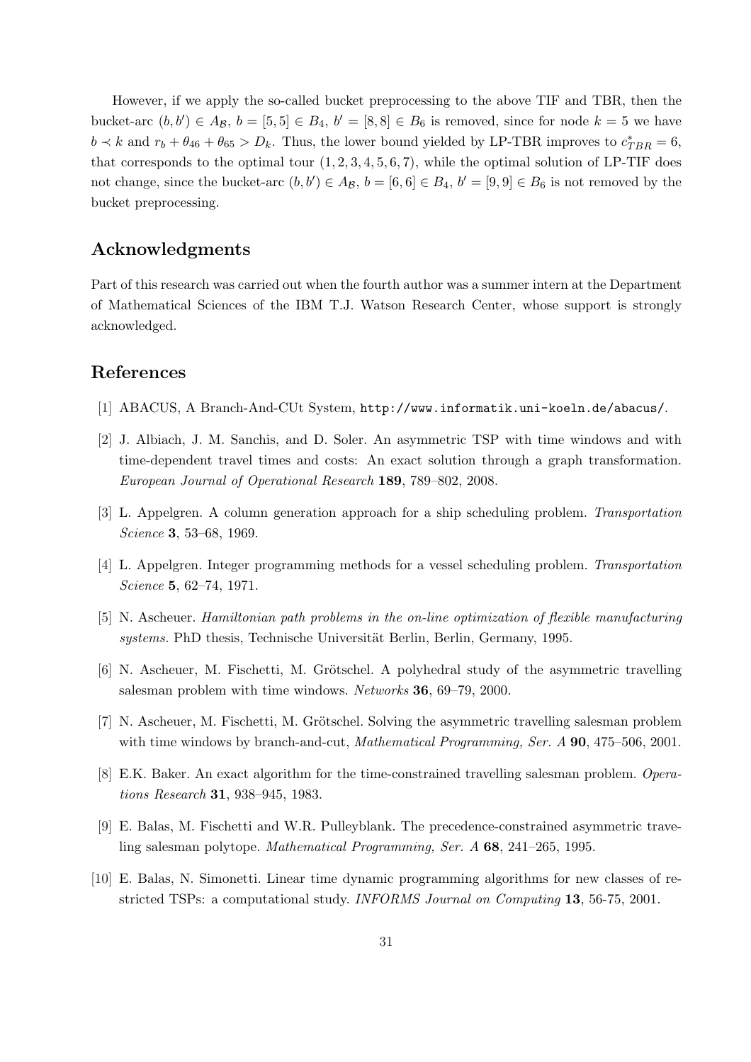However, if we apply the so-called bucket preprocessing to the above TIF and TBR, then the bucket-arc $(b, b') \in A_{\mathcal{B}}$, $b = [5, 5] \in B_4$, $b' = [8, 8] \in B_6$ is removed, since for node $k = 5$ we have $b \prec k$ and $r_b + \theta_{46} + \theta_{65} > D_k$. Thus, the lower bound yielded by LP-TBR improves to $c^*_{TBR} = 6$, that corresponds to the optimal tour $(1, 2, 3, 4, 5, 6, 7)$, while the optimal solution of LP-TIF does not change, since the bucket-arc $(b, b') \in A_{\mathcal{B}}$, $b = [6, 6] \in B_4$, $b' = [9, 9] \in B_6$ is not removed by the bucket preprocessing.

## Acknowledgments

Part of this research was carried out when the fourth author was a summer intern at the Department of Mathematical Sciences of the IBM T.J. Watson Research Center, whose support is strongly acknowledged.

## References

[1] ABACUS, A Branch-And-CUt System, `http://www.informatik.uni-koeln.de/abacus/`.

[2] J. Albiach, J. M. Sanchis, and D. Soler. An asymmetric TSP with time windows and with time-dependent travel times and costs: An exact solution through a graph transformation. *European Journal of Operational Research* **189**, 789–802, 2008.

[3] L. Appelgren. A column generation approach for a ship scheduling problem. *Transportation Science* **3**, 53–68, 1969.

[4] L. Appelgren. Integer programming methods for a vessel scheduling problem. *Transportation Science* **5**, 62–74, 1971.

[5] N. Ascheuer. *Hamiltonian path problems in the on-line optimization of flexible manufacturing systems.* PhD thesis, Technische Universität Berlin, Berlin, Germany, 1995.

[6] N. Ascheuer, M. Fischetti, M. Grötschel. A polyhedral study of the asymmetric travelling salesman problem with time windows. *Networks* **36**, 69–79, 2000.

[7] N. Ascheuer, M. Fischetti, M. Grötschel. Solving the asymmetric travelling salesman problem with time windows by branch-and-cut, *Mathematical Programming, Ser. A* **90**, 475–506, 2001.

[8] E.K. Baker. An exact algorithm for the time-constrained travelling salesman problem. *Operations Research* **31**, 938–945, 1983.

[9] E. Balas, M. Fischetti and W.R. Pulleyblank. The precedence-constrained asymmetric traveling salesman polytope. *Mathematical Programming, Ser. A* **68**, 241–265, 1995.

[10] E. Balas, N. Simonetti. Linear time dynamic programming algorithms for new classes of restricted TSPs: a computational study. *INFORMS Journal on Computing* **13**, 56-75, 2001.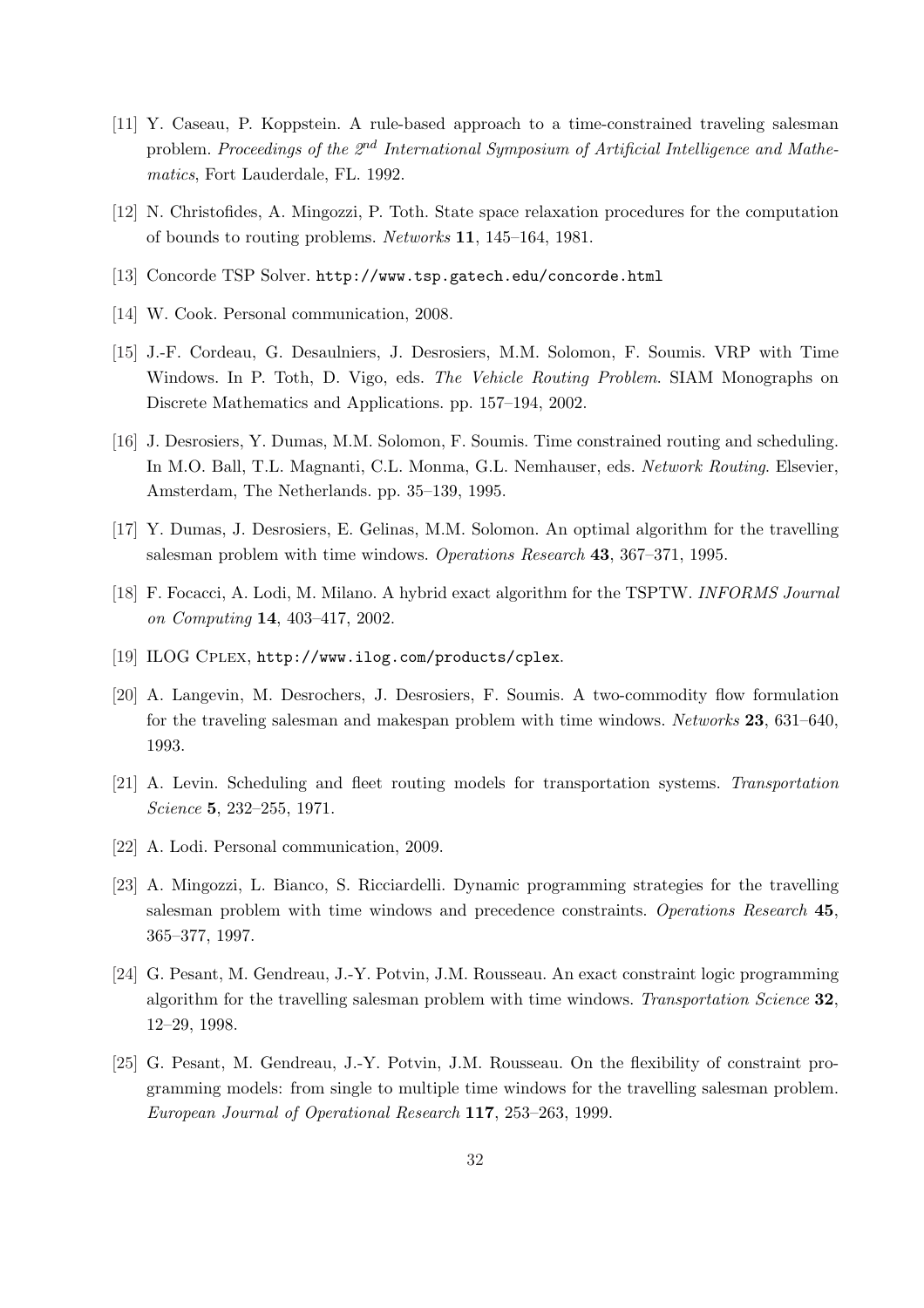[11] Y. Caseau, P. Koppstein. A rule-based approach to a time-constrained traveling salesman problem. *Proceedings of the 2nd International Symposium of Artificial Intelligence and Mathematics*, Fort Lauderdale, FL. 1992.

[12] N. Christofides, A. Mingozzi, P. Toth. State space relaxation procedures for the computation of bounds to routing problems. *Networks* **11**, 145–164, 1981.

[13] Concorde TSP Solver. `http://www.tsp.gatech.edu/concorde.html`

[14] W. Cook. Personal communication, 2008.

[15] J.-F. Cordeau, G. Desaulniers, J. Desrosiers, M.M. Solomon, F. Soumis. VRP with Time Windows. In P. Toth, D. Vigo, eds. *The Vehicle Routing Problem*. SIAM Monographs on Discrete Mathematics and Applications. pp. 157–194, 2002.

[16] J. Desrosiers, Y. Dumas, M.M. Solomon, F. Soumis. Time constrained routing and scheduling. In M.O. Ball, T.L. Magnanti, C.L. Monma, G.L. Nemhauser, eds. *Network Routing*. Elsevier, Amsterdam, The Netherlands. pp. 35–139, 1995.

[17] Y. Dumas, J. Desrosiers, E. Gelinas, M.M. Solomon. An optimal algorithm for the travelling salesman problem with time windows. *Operations Research* **43**, 367–371, 1995.

[18] F. Focacci, A. Lodi, M. Milano. A hybrid exact algorithm for the TSPTW. *INFORMS Journal on Computing* **14**, 403–417, 2002.

[19] ILOG Cplex, `http://www.ilog.com/products/cplex`.

[20] A. Langevin, M. Desrochers, J. Desrosiers, F. Soumis. A two-commodity flow formulation for the traveling salesman and makespan problem with time windows. *Networks* **23**, 631–640, 1993.

[21] A. Levin. Scheduling and fleet routing models for transportation systems. *Transportation Science* **5**, 232–255, 1971.

[22] A. Lodi. Personal communication, 2009.

[23] A. Mingozzi, L. Bianco, S. Ricciardelli. Dynamic programming strategies for the travelling salesman problem with time windows and precedence constraints. *Operations Research* **45**, 365–377, 1997.

[24] G. Pesant, M. Gendreau, J.-Y. Potvin, J.M. Rousseau. An exact constraint logic programming algorithm for the travelling salesman problem with time windows. *Transportation Science* **32**, 12–29, 1998.

[25] G. Pesant, M. Gendreau, J.-Y. Potvin, J.M. Rousseau. On the flexibility of constraint programming models: from single to multiple time windows for the travelling salesman problem. *European Journal of Operational Research* **117**, 253–263, 1999.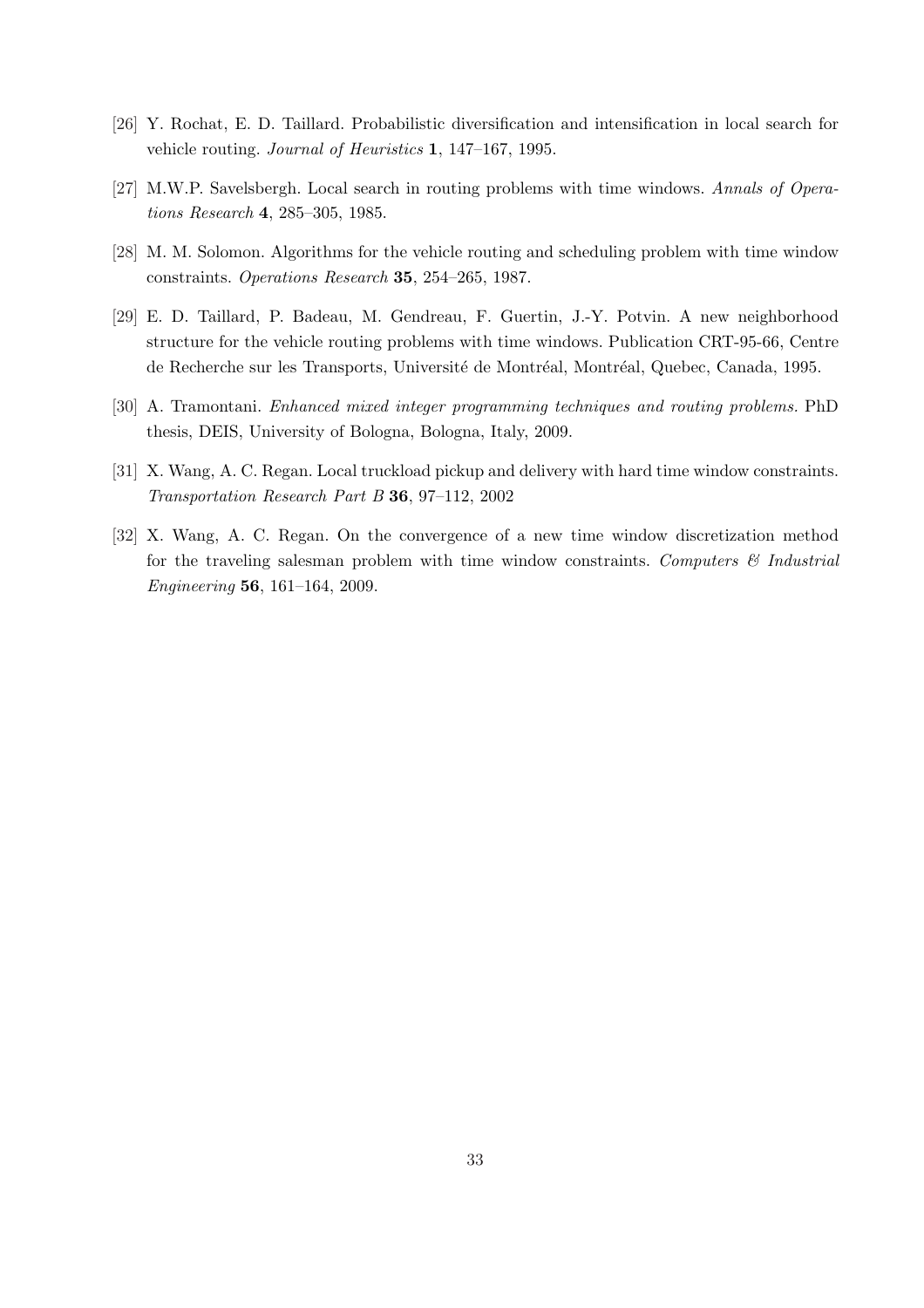[26] Y. Rochat, E. D. Taillard. Probabilistic diversification and intensification in local search for vehicle routing. *Journal of Heuristics* **1**, 147–167, 1995.

[27] M.W.P. Savelsbergh. Local search in routing problems with time windows. *Annals of Operations Research* **4**, 285–305, 1985.

[28] M. M. Solomon. Algorithms for the vehicle routing and scheduling problem with time window constraints. *Operations Research* **35**, 254–265, 1987.

[29] E. D. Taillard, P. Badeau, M. Gendreau, F. Guertin, J.-Y. Potvin. A new neighborhood structure for the vehicle routing problems with time windows. Publication CRT-95-66, Centre de Recherche sur les Transports, Université de Montréal, Montréal, Quebec, Canada, 1995.

[30] A. Tramontani. *Enhanced mixed integer programming techniques and routing problems.* PhD thesis, DEIS, University of Bologna, Bologna, Italy, 2009.

[31] X. Wang, A. C. Regan. Local truckload pickup and delivery with hard time window constraints. *Transportation Research Part B* **36**, 97–112, 2002

[32] X. Wang, A. C. Regan. On the convergence of a new time window discretization method for the traveling salesman problem with time window constraints. *Computers & Industrial Engineering* **56**, 161–164, 2009.